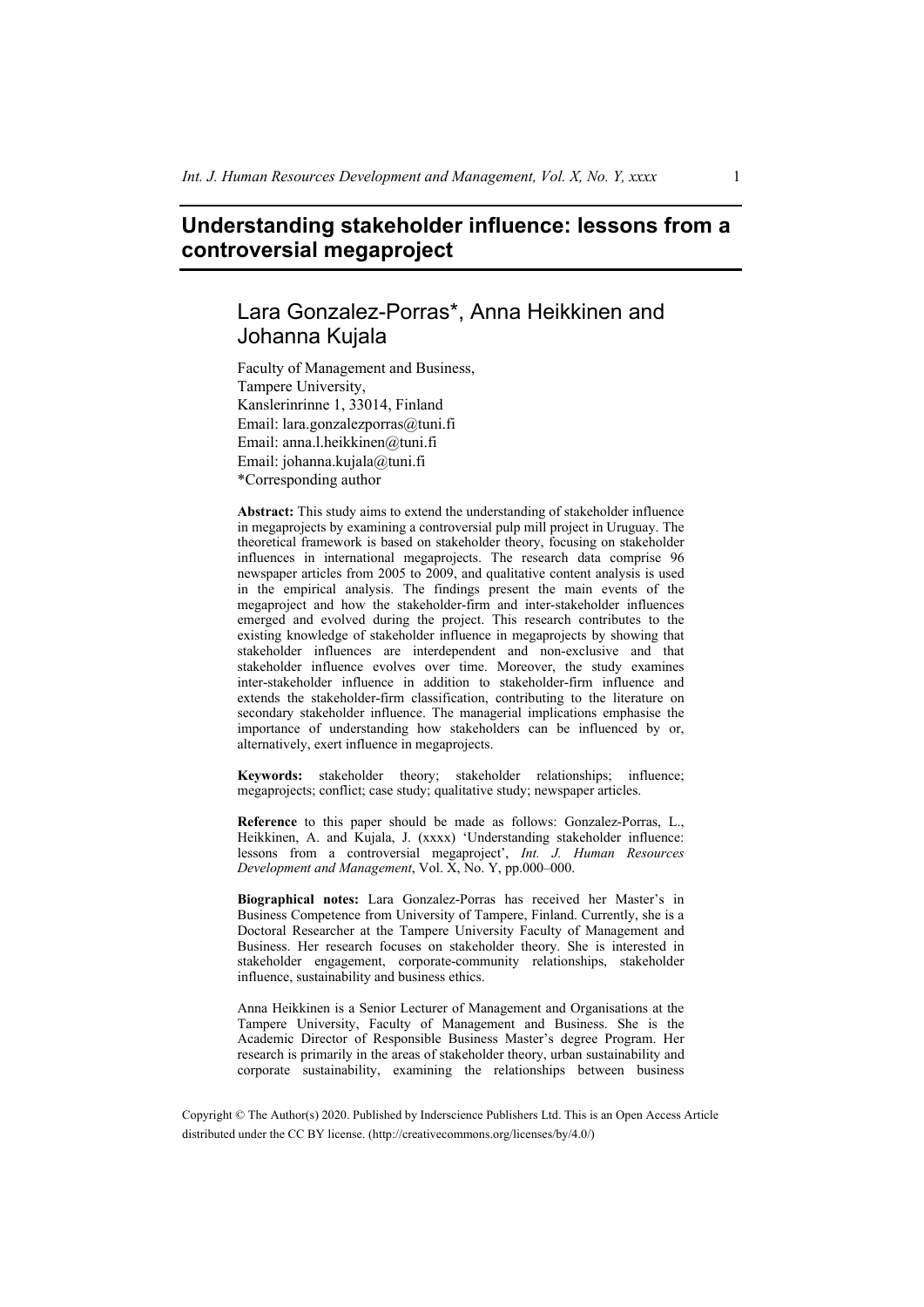# Understanding stakeholder influence: lessons from a controversial megaproject

## Lara Gonzalez-Porras*, Anna Heikkinen and Johanna Kujala

Faculty of Management and Business,
Tampere University,
Kanslerinrinne 1, 33014, Finland
Email: lara.gonzalezporras@tuni.fi
Email: anna.l.heikkinen@tuni.fi
Email: johanna.kujala@tuni.fi
*Corresponding author

**Abstract:** This study aims to extend the understanding of stakeholder influence in megaprojects by examining a controversial pulp mill project in Uruguay. The theoretical framework is based on stakeholder theory, focusing on stakeholder influences in international megaprojects. The research data comprise 96 newspaper articles from 2005 to 2009, and qualitative content analysis is used in the empirical analysis. The findings present the main events of the megaproject and how the stakeholder-firm and inter-stakeholder influences emerged and evolved during the project. This research contributes to the existing knowledge of stakeholder influence in megaprojects by showing that stakeholder influences are interdependent and non-exclusive and that stakeholder influence evolves over time. Moreover, the study examines inter-stakeholder influence in addition to stakeholder-firm influence and extends the stakeholder-firm classification, contributing to the literature on secondary stakeholder influence. The managerial implications emphasise the importance of understanding how stakeholders can be influenced by or, alternatively, exert influence in megaprojects.

**Keywords:** stakeholder theory; stakeholder relationships; influence; megaprojects; conflict; case study; qualitative study; newspaper articles.

**Reference** to this paper should be made as follows: Gonzalez-Porras, L., Heikkinen, A. and Kujala, J. (xxxx) 'Understanding stakeholder influence: lessons from a controversial megaproject', *Int. J. Human Resources Development and Management*, Vol. X, No. Y, pp.000–000.

**Biographical notes:** Lara Gonzalez-Porras has received her Master's in Business Competence from University of Tampere, Finland. Currently, she is a Doctoral Researcher at the Tampere University Faculty of Management and Business. Her research focuses on stakeholder theory. She is interested in stakeholder engagement, corporate-community relationships, stakeholder influence, sustainability and business ethics.

Anna Heikkinen is a Senior Lecturer of Management and Organisations at the Tampere University, Faculty of Management and Business. She is the Academic Director of Responsible Business Master's degree Program. Her research is primarily in the areas of stakeholder theory, urban sustainability and corporate sustainability, examining the relationships between business

Copyright © The Author(s) 2020. Published by Inderscience Publishers Ltd. This is an Open Access Article distributed under the CC BY license. (http://creativecommons.org/licenses/by/4.0/)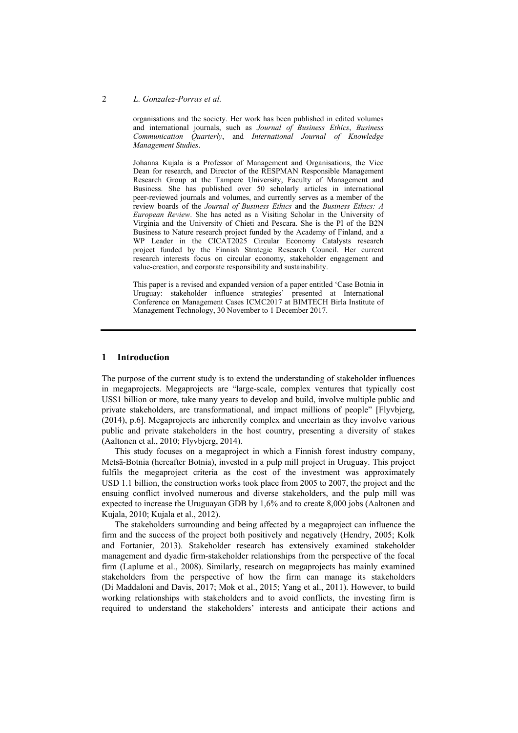organisations and the society. Her work has been published in edited volumes and international journals, such as *Journal of Business Ethics*, *Business Communication Quarterly*, and *International Journal of Knowledge Management Studies*.

Johanna Kujala is a Professor of Management and Organisations, the Vice Dean for research, and Director of the RESPMAN Responsible Management Research Group at the Tampere University, Faculty of Management and Business. She has published over 50 scholarly articles in international peer-reviewed journals and volumes, and currently serves as a member of the review boards of the *Journal of Business Ethics* and the *Business Ethics: A European Review*. She has acted as a Visiting Scholar in the University of Virginia and the University of Chieti and Pescara. She is the PI of the B2N Business to Nature research project funded by the Academy of Finland, and a WP Leader in the CICAT2025 Circular Economy Catalysts research project funded by the Finnish Strategic Research Council. Her current research interests focus on circular economy, stakeholder engagement and value-creation, and corporate responsibility and sustainability.

This paper is a revised and expanded version of a paper entitled 'Case Botnia in Uruguay: stakeholder influence strategies' presented at International Conference on Management Cases ICMC2017 at BIMTECH Birla Institute of Management Technology, 30 November to 1 December 2017.

## 1 Introduction

The purpose of the current study is to extend the understanding of stakeholder influences in megaprojects. Megaprojects are "large-scale, complex ventures that typically cost US$1 billion or more, take many years to develop and build, involve multiple public and private stakeholders, are transformational, and impact millions of people" [Flyvbjerg, (2014), p.6]. Megaprojects are inherently complex and uncertain as they involve various public and private stakeholders in the host country, presenting a diversity of stakes (Aaltonen et al., 2010; Flyvbjerg, 2014).

This study focuses on a megaproject in which a Finnish forest industry company, Metsä-Botnia (hereafter Botnia), invested in a pulp mill project in Uruguay. This project fulfils the megaproject criteria as the cost of the investment was approximately USD 1.1 billion, the construction works took place from 2005 to 2007, the project and the ensuing conflict involved numerous and diverse stakeholders, and the pulp mill was expected to increase the Uruguayan GDB by 1,6% and to create 8,000 jobs (Aaltonen and Kujala, 2010; Kujala et al., 2012).

The stakeholders surrounding and being affected by a megaproject can influence the firm and the success of the project both positively and negatively (Hendry, 2005; Kolk and Fortanier, 2013). Stakeholder research has extensively examined stakeholder management and dyadic firm-stakeholder relationships from the perspective of the focal firm (Laplume et al., 2008). Similarly, research on megaprojects has mainly examined stakeholders from the perspective of how the firm can manage its stakeholders (Di Maddaloni and Davis, 2017; Mok et al., 2015; Yang et al., 2011). However, to build working relationships with stakeholders and to avoid conflicts, the investing firm is required to understand the stakeholders' interests and anticipate their actions and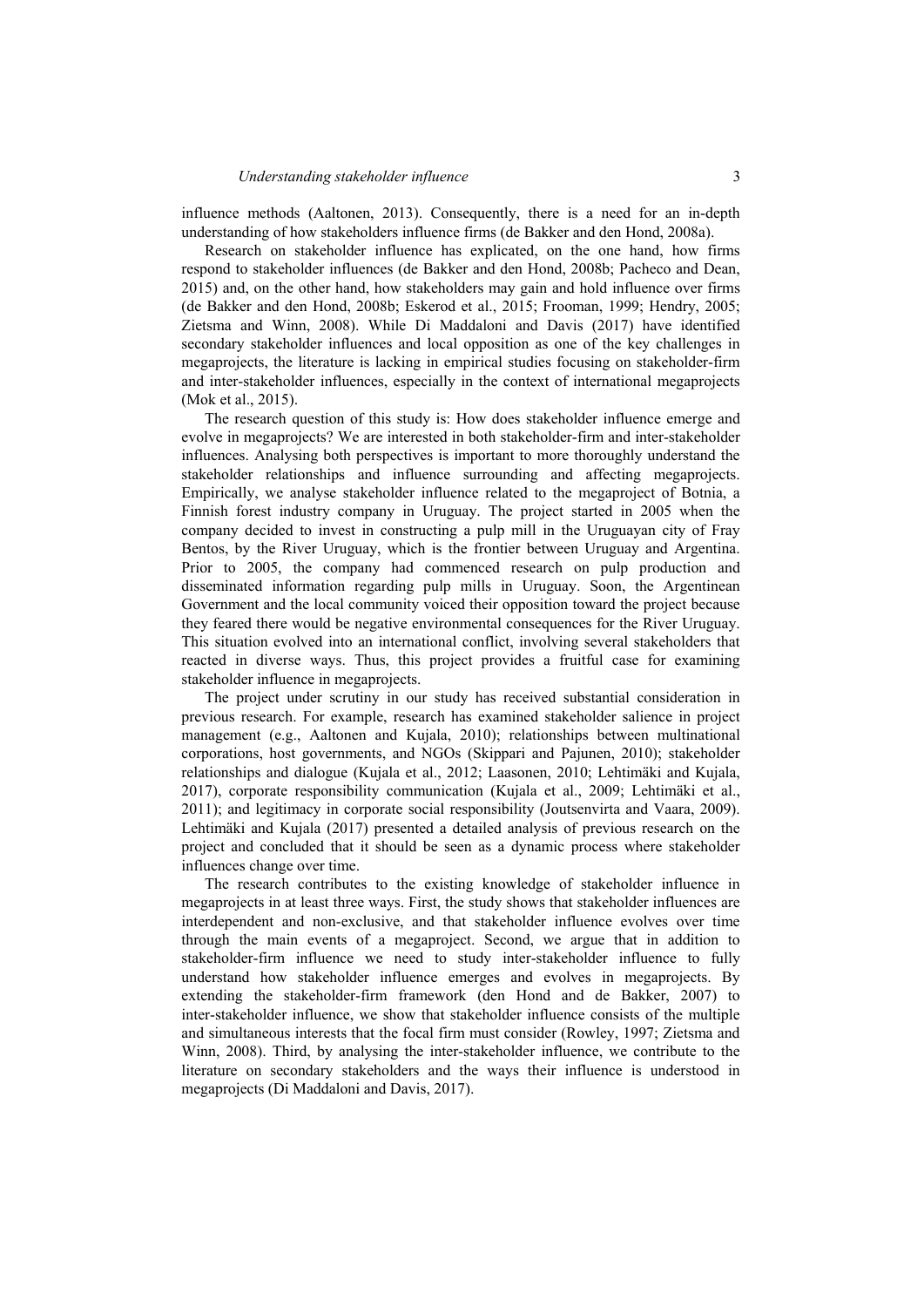influence methods (Aaltonen, 2013). Consequently, there is a need for an in-depth understanding of how stakeholders influence firms (de Bakker and den Hond, 2008a).

Research on stakeholder influence has explicated, on the one hand, how firms respond to stakeholder influences (de Bakker and den Hond, 2008b; Pacheco and Dean, 2015) and, on the other hand, how stakeholders may gain and hold influence over firms (de Bakker and den Hond, 2008b; Eskerod et al., 2015; Frooman, 1999; Hendry, 2005; Zietsma and Winn, 2008). While Di Maddaloni and Davis (2017) have identified secondary stakeholder influences and local opposition as one of the key challenges in megaprojects, the literature is lacking in empirical studies focusing on stakeholder-firm and inter-stakeholder influences, especially in the context of international megaprojects (Mok et al., 2015).

The research question of this study is: How does stakeholder influence emerge and evolve in megaprojects? We are interested in both stakeholder-firm and inter-stakeholder influences. Analysing both perspectives is important to more thoroughly understand the stakeholder relationships and influence surrounding and affecting megaprojects. Empirically, we analyse stakeholder influence related to the megaproject of Botnia, a Finnish forest industry company in Uruguay. The project started in 2005 when the company decided to invest in constructing a pulp mill in the Uruguayan city of Fray Bentos, by the River Uruguay, which is the frontier between Uruguay and Argentina. Prior to 2005, the company had commenced research on pulp production and disseminated information regarding pulp mills in Uruguay. Soon, the Argentinean Government and the local community voiced their opposition toward the project because they feared there would be negative environmental consequences for the River Uruguay. This situation evolved into an international conflict, involving several stakeholders that reacted in diverse ways. Thus, this project provides a fruitful case for examining stakeholder influence in megaprojects.

The project under scrutiny in our study has received substantial consideration in previous research. For example, research has examined stakeholder salience in project management (e.g., Aaltonen and Kujala, 2010); relationships between multinational corporations, host governments, and NGOs (Skippari and Pajunen, 2010); stakeholder relationships and dialogue (Kujala et al., 2012; Laasonen, 2010; Lehtimäki and Kujala, 2017), corporate responsibility communication (Kujala et al., 2009; Lehtimäki et al., 2011); and legitimacy in corporate social responsibility (Joutsenvirta and Vaara, 2009). Lehtimäki and Kujala (2017) presented a detailed analysis of previous research on the project and concluded that it should be seen as a dynamic process where stakeholder influences change over time.

The research contributes to the existing knowledge of stakeholder influence in megaprojects in at least three ways. First, the study shows that stakeholder influences are interdependent and non-exclusive, and that stakeholder influence evolves over time through the main events of a megaproject. Second, we argue that in addition to stakeholder-firm influence we need to study inter-stakeholder influence to fully understand how stakeholder influence emerges and evolves in megaprojects. By extending the stakeholder-firm framework (den Hond and de Bakker, 2007) to inter-stakeholder influence, we show that stakeholder influence consists of the multiple and simultaneous interests that the focal firm must consider (Rowley, 1997; Zietsma and Winn, 2008). Third, by analysing the inter-stakeholder influence, we contribute to the literature on secondary stakeholders and the ways their influence is understood in megaprojects (Di Maddaloni and Davis, 2017).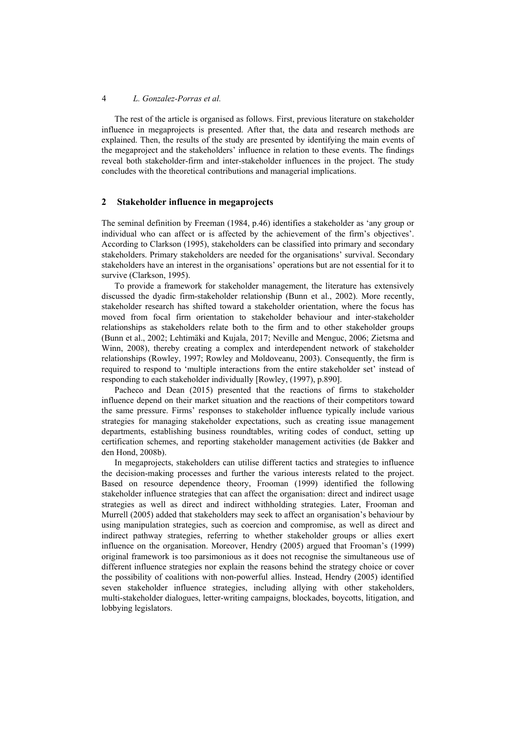The rest of the article is organised as follows. First, previous literature on stakeholder influence in megaprojects is presented. After that, the data and research methods are explained. Then, the results of the study are presented by identifying the main events of the megaproject and the stakeholders' influence in relation to these events. The findings reveal both stakeholder-firm and inter-stakeholder influences in the project. The study concludes with the theoretical contributions and managerial implications.

## 2 Stakeholder influence in megaprojects

The seminal definition by Freeman (1984, p.46) identifies a stakeholder as 'any group or individual who can affect or is affected by the achievement of the firm's objectives'. According to Clarkson (1995), stakeholders can be classified into primary and secondary stakeholders. Primary stakeholders are needed for the organisations' survival. Secondary stakeholders have an interest in the organisations' operations but are not essential for it to survive (Clarkson, 1995).

To provide a framework for stakeholder management, the literature has extensively discussed the dyadic firm-stakeholder relationship (Bunn et al., 2002). More recently, stakeholder research has shifted toward a stakeholder orientation, where the focus has moved from focal firm orientation to stakeholder behaviour and inter-stakeholder relationships as stakeholders relate both to the firm and to other stakeholder groups (Bunn et al., 2002; Lehtimäki and Kujala, 2017; Neville and Menguc, 2006; Zietsma and Winn, 2008), thereby creating a complex and interdependent network of stakeholder relationships (Rowley, 1997; Rowley and Moldoveanu, 2003). Consequently, the firm is required to respond to 'multiple interactions from the entire stakeholder set' instead of responding to each stakeholder individually [Rowley, (1997), p.890].

Pacheco and Dean (2015) presented that the reactions of firms to stakeholder influence depend on their market situation and the reactions of their competitors toward the same pressure. Firms' responses to stakeholder influence typically include various strategies for managing stakeholder expectations, such as creating issue management departments, establishing business roundtables, writing codes of conduct, setting up certification schemes, and reporting stakeholder management activities (de Bakker and den Hond, 2008b).

In megaprojects, stakeholders can utilise different tactics and strategies to influence the decision-making processes and further the various interests related to the project. Based on resource dependence theory, Frooman (1999) identified the following stakeholder influence strategies that can affect the organisation: direct and indirect usage strategies as well as direct and indirect withholding strategies. Later, Frooman and Murrell (2005) added that stakeholders may seek to affect an organisation's behaviour by using manipulation strategies, such as coercion and compromise, as well as direct and indirect pathway strategies, referring to whether stakeholder groups or allies exert influence on the organisation. Moreover, Hendry (2005) argued that Frooman's (1999) original framework is too parsimonious as it does not recognise the simultaneous use of different influence strategies nor explain the reasons behind the strategy choice or cover the possibility of coalitions with non-powerful allies. Instead, Hendry (2005) identified seven stakeholder influence strategies, including allying with other stakeholders, multi-stakeholder dialogues, letter-writing campaigns, blockades, boycotts, litigation, and lobbying legislators.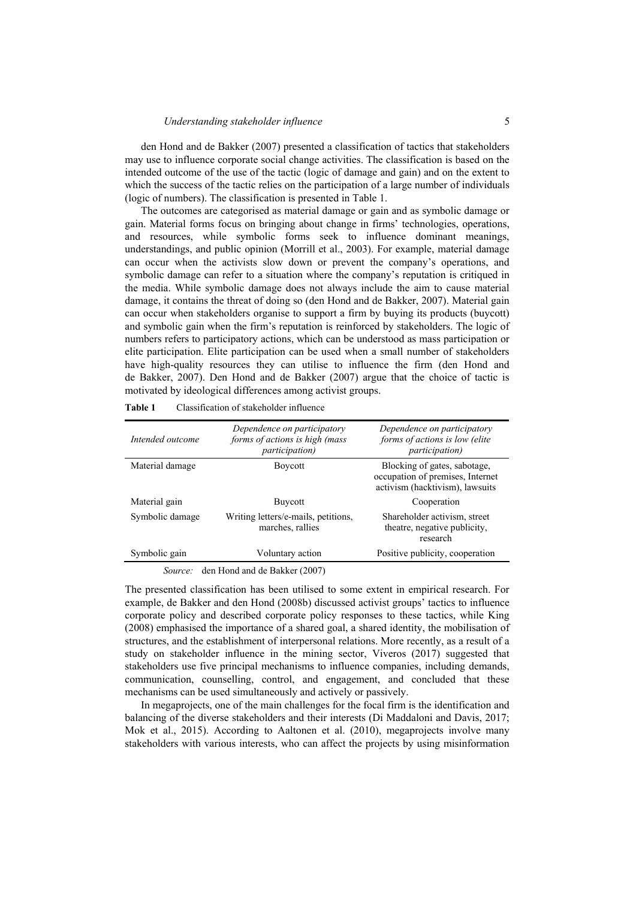den Hond and de Bakker (2007) presented a classification of tactics that stakeholders may use to influence corporate social change activities. The classification is based on the intended outcome of the use of the tactic (logic of damage and gain) and on the extent to which the success of the tactic relies on the participation of a large number of individuals (logic of numbers). The classification is presented in Table 1.

The outcomes are categorised as material damage or gain and as symbolic damage or gain. Material forms focus on bringing about change in firms' technologies, operations, and resources, while symbolic forms seek to influence dominant meanings, understandings, and public opinion (Morrill et al., 2003). For example, material damage can occur when the activists slow down or prevent the company's operations, and symbolic damage can refer to a situation where the company's reputation is critiqued in the media. While symbolic damage does not always include the aim to cause material damage, it contains the threat of doing so (den Hond and de Bakker, 2007). Material gain can occur when stakeholders organise to support a firm by buying its products (buycott) and symbolic gain when the firm's reputation is reinforced by stakeholders. The logic of numbers refers to participatory actions, which can be understood as mass participation or elite participation. Elite participation can be used when a small number of stakeholders have high-quality resources they can utilise to influence the firm (den Hond and de Bakker, 2007). Den Hond and de Bakker (2007) argue that the choice of tactic is motivated by ideological differences among activist groups.

**Table 1** Classification of stakeholder influence

| *Intended outcome* | *Dependence on participatory forms of actions is high (mass participation)* | *Dependence on participatory forms of actions is low (elite participation)* |
|---|---|---|
| Material damage | Boycott | Blocking of gates, sabotage, occupation of premises, Internet activism (hacktivism), lawsuits |
| Material gain | Buycott | Cooperation |
| Symbolic damage | Writing letters/e-mails, petitions, marches, rallies | Shareholder activism, street theatre, negative publicity, research |
| Symbolic gain | Voluntary action | Positive publicity, cooperation |

*Source:* den Hond and de Bakker (2007)

The presented classification has been utilised to some extent in empirical research. For example, de Bakker and den Hond (2008b) discussed activist groups' tactics to influence corporate policy and described corporate policy responses to these tactics, while King (2008) emphasised the importance of a shared goal, a shared identity, the mobilisation of structures, and the establishment of interpersonal relations. More recently, as a result of a study on stakeholder influence in the mining sector, Viveros (2017) suggested that stakeholders use five principal mechanisms to influence companies, including demands, communication, counselling, control, and engagement, and concluded that these mechanisms can be used simultaneously and actively or passively.

In megaprojects, one of the main challenges for the focal firm is the identification and balancing of the diverse stakeholders and their interests (Di Maddaloni and Davis, 2017; Mok et al., 2015). According to Aaltonen et al. (2010), megaprojects involve many stakeholders with various interests, who can affect the projects by using misinformation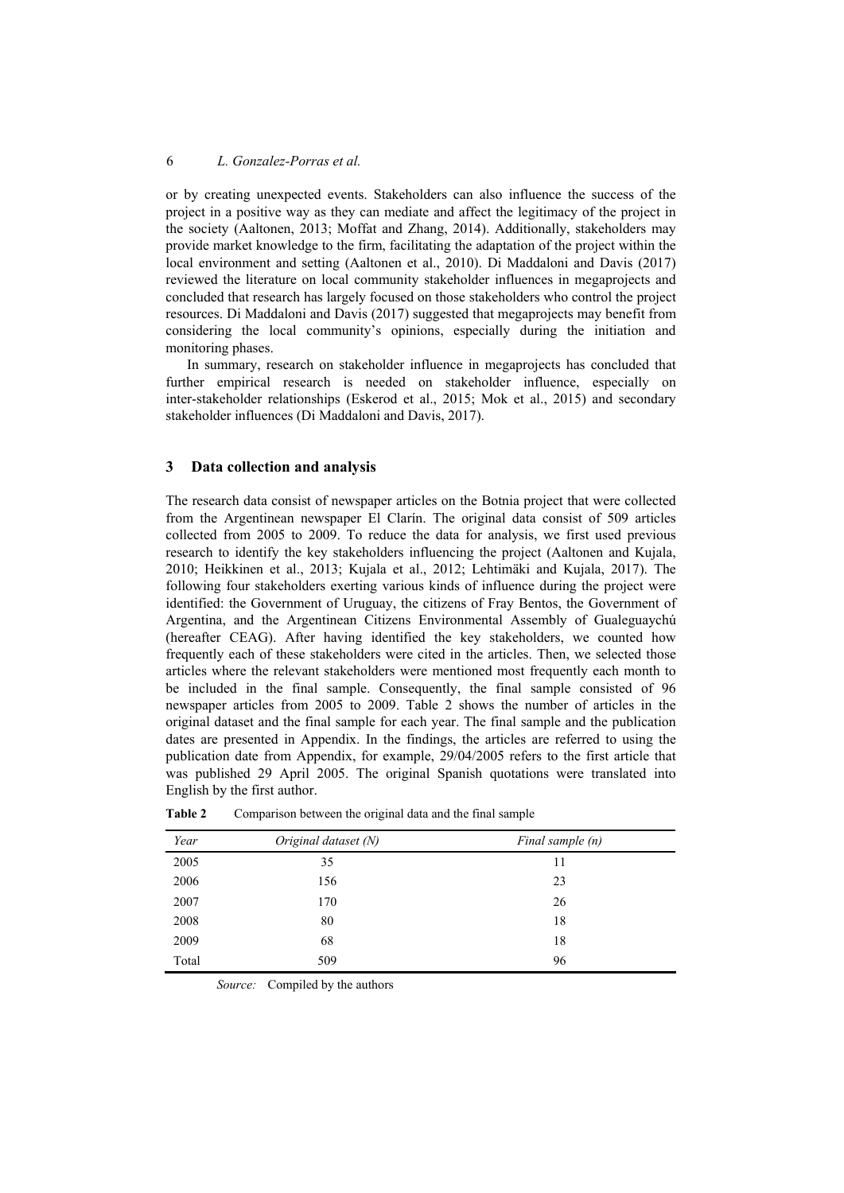or by creating unexpected events. Stakeholders can also influence the success of the project in a positive way as they can mediate and affect the legitimacy of the project in the society (Aaltonen, 2013; Moffat and Zhang, 2014). Additionally, stakeholders may provide market knowledge to the firm, facilitating the adaptation of the project within the local environment and setting (Aaltonen et al., 2010). Di Maddaloni and Davis (2017) reviewed the literature on local community stakeholder influences in megaprojects and concluded that research has largely focused on those stakeholders who control the project resources. Di Maddaloni and Davis (2017) suggested that megaprojects may benefit from considering the local community's opinions, especially during the initiation and monitoring phases.

In summary, research on stakeholder influence in megaprojects has concluded that further empirical research is needed on stakeholder influence, especially on inter-stakeholder relationships (Eskerod et al., 2015; Mok et al., 2015) and secondary stakeholder influences (Di Maddaloni and Davis, 2017).

## 3 Data collection and analysis

The research data consist of newspaper articles on the Botnia project that were collected from the Argentinean newspaper El Clarín. The original data consist of 509 articles collected from 2005 to 2009. To reduce the data for analysis, we first used previous research to identify the key stakeholders influencing the project (Aaltonen and Kujala, 2010; Heikkinen et al., 2013; Kujala et al., 2012; Lehtimäki and Kujala, 2017). The following four stakeholders exerting various kinds of influence during the project were identified: the Government of Uruguay, the citizens of Fray Bentos, the Government of Argentina, and the Argentinean Citizens Environmental Assembly of Gualeguaychú (hereafter CEAG). After having identified the key stakeholders, we counted how frequently each of these stakeholders were cited in the articles. Then, we selected those articles where the relevant stakeholders were mentioned most frequently each month to be included in the final sample. Consequently, the final sample consisted of 96 newspaper articles from 2005 to 2009. Table 2 shows the number of articles in the original dataset and the final sample for each year. The final sample and the publication dates are presented in Appendix. In the findings, the articles are referred to using the publication date from Appendix, for example, 29/04/2005 refers to the first article that was published 29 April 2005. The original Spanish quotations were translated into English by the first author.

**Table 2** Comparison between the original data and the final sample

| *Year* | *Original dataset (N)* | *Final sample (n)* |
|---|---|---|
| 2005 | 35 | 11 |
| 2006 | 156 | 23 |
| 2007 | 170 | 26 |
| 2008 | 80 | 18 |
| 2009 | 68 | 18 |
| Total | 509 | 96 |

*Source:* Compiled by the authors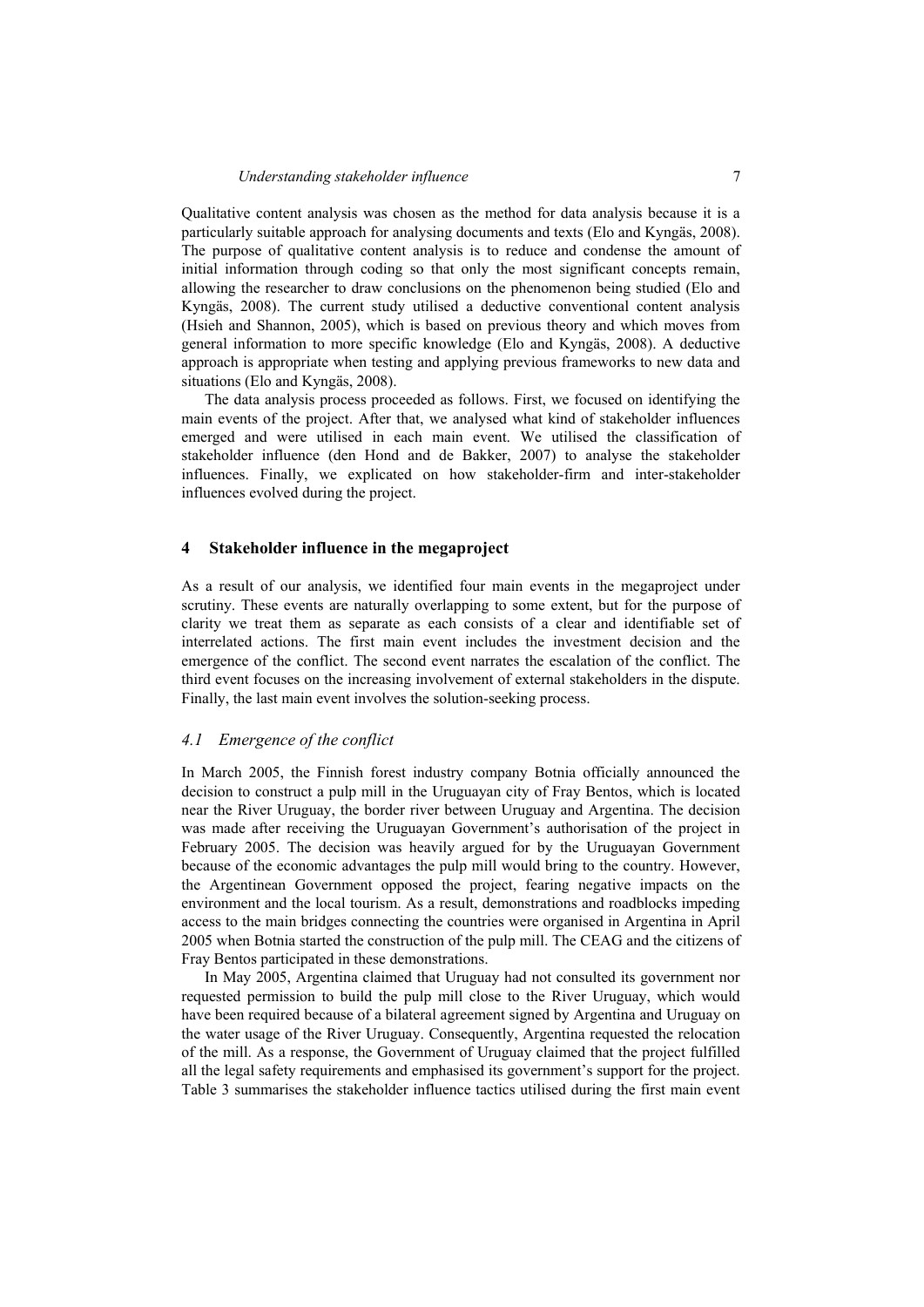Qualitative content analysis was chosen as the method for data analysis because it is a particularly suitable approach for analysing documents and texts (Elo and Kyngäs, 2008). The purpose of qualitative content analysis is to reduce and condense the amount of initial information through coding so that only the most significant concepts remain, allowing the researcher to draw conclusions on the phenomenon being studied (Elo and Kyngäs, 2008). The current study utilised a deductive conventional content analysis (Hsieh and Shannon, 2005), which is based on previous theory and which moves from general information to more specific knowledge (Elo and Kyngäs, 2008). A deductive approach is appropriate when testing and applying previous frameworks to new data and situations (Elo and Kyngäs, 2008).

The data analysis process proceeded as follows. First, we focused on identifying the main events of the project. After that, we analysed what kind of stakeholder influences emerged and were utilised in each main event. We utilised the classification of stakeholder influence (den Hond and de Bakker, 2007) to analyse the stakeholder influences. Finally, we explicated on how stakeholder-firm and inter-stakeholder influences evolved during the project.

## 4 Stakeholder influence in the megaproject

As a result of our analysis, we identified four main events in the megaproject under scrutiny. These events are naturally overlapping to some extent, but for the purpose of clarity we treat them as separate as each consists of a clear and identifiable set of interrelated actions. The first main event includes the investment decision and the emergence of the conflict. The second event narrates the escalation of the conflict. The third event focuses on the increasing involvement of external stakeholders in the dispute. Finally, the last main event involves the solution-seeking process.

### *4.1 Emergence of the conflict*

In March 2005, the Finnish forest industry company Botnia officially announced the decision to construct a pulp mill in the Uruguayan city of Fray Bentos, which is located near the River Uruguay, the border river between Uruguay and Argentina. The decision was made after receiving the Uruguayan Government's authorisation of the project in February 2005. The decision was heavily argued for by the Uruguayan Government because of the economic advantages the pulp mill would bring to the country. However, the Argentinean Government opposed the project, fearing negative impacts on the environment and the local tourism. As a result, demonstrations and roadblocks impeding access to the main bridges connecting the countries were organised in Argentina in April 2005 when Botnia started the construction of the pulp mill. The CEAG and the citizens of Fray Bentos participated in these demonstrations.

In May 2005, Argentina claimed that Uruguay had not consulted its government nor requested permission to build the pulp mill close to the River Uruguay, which would have been required because of a bilateral agreement signed by Argentina and Uruguay on the water usage of the River Uruguay. Consequently, Argentina requested the relocation of the mill. As a response, the Government of Uruguay claimed that the project fulfilled all the legal safety requirements and emphasised its government's support for the project. Table 3 summarises the stakeholder influence tactics utilised during the first main event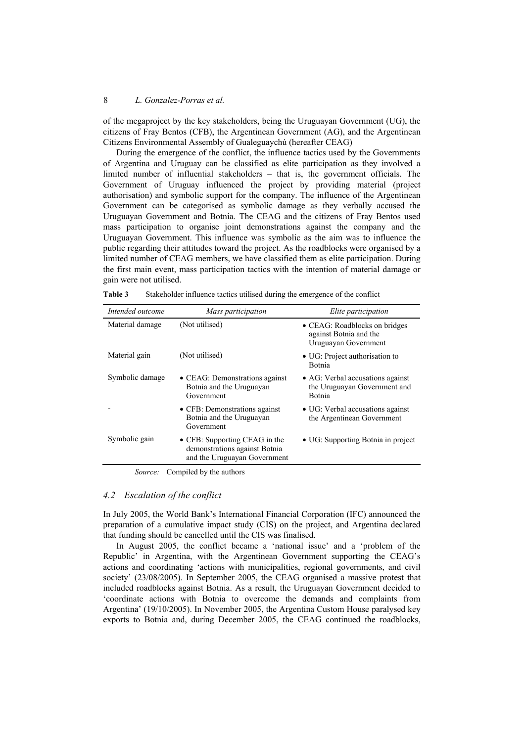of the megaproject by the key stakeholders, being the Uruguayan Government (UG), the citizens of Fray Bentos (CFB), the Argentinean Government (AG), and the Argentinean Citizens Environmental Assembly of Gualeguaychú (hereafter CEAG)

During the emergence of the conflict, the influence tactics used by the Governments of Argentina and Uruguay can be classified as elite participation as they involved a limited number of influential stakeholders – that is, the government officials. The Government of Uruguay influenced the project by providing material (project authorisation) and symbolic support for the company. The influence of the Argentinean Government can be categorised as symbolic damage as they verbally accused the Uruguayan Government and Botnia. The CEAG and the citizens of Fray Bentos used mass participation to organise joint demonstrations against the company and the Uruguayan Government. This influence was symbolic as the aim was to influence the public regarding their attitudes toward the project. As the roadblocks were organised by a limited number of CEAG members, we have classified them as elite participation. During the first main event, mass participation tactics with the intention of material damage or gain were not utilised.

**Table 3** Stakeholder influence tactics utilised during the emergence of the conflict

| *Intended outcome* | *Mass participation* | *Elite participation* |
|---|---|---|
| Material damage | (Not utilised) | • CEAG: Roadblocks on bridges against Botnia and the Uruguayan Government |
| Material gain | (Not utilised) | • UG: Project authorisation to Botnia |
| Symbolic damage | • CEAG: Demonstrations against Botnia and the Uruguayan Government | • AG: Verbal accusations against the Uruguayan Government and Botnia |
| - | • CFB: Demonstrations against Botnia and the Uruguayan Government | • UG: Verbal accusations against the Argentinean Government |
| Symbolic gain | • CFB: Supporting CEAG in the demonstrations against Botnia and the Uruguayan Government | • UG: Supporting Botnia in project |

*Source:* Compiled by the authors

### *4.2 Escalation of the conflict*

In July 2005, the World Bank's International Financial Corporation (IFC) announced the preparation of a cumulative impact study (CIS) on the project, and Argentina declared that funding should be cancelled until the CIS was finalised.

In August 2005, the conflict became a 'national issue' and a 'problem of the Republic' in Argentina, with the Argentinean Government supporting the CEAG's actions and coordinating 'actions with municipalities, regional governments, and civil society' (23/08/2005). In September 2005, the CEAG organised a massive protest that included roadblocks against Botnia. As a result, the Uruguayan Government decided to 'coordinate actions with Botnia to overcome the demands and complaints from Argentina' (19/10/2005). In November 2005, the Argentina Custom House paralysed key exports to Botnia and, during December 2005, the CEAG continued the roadblocks,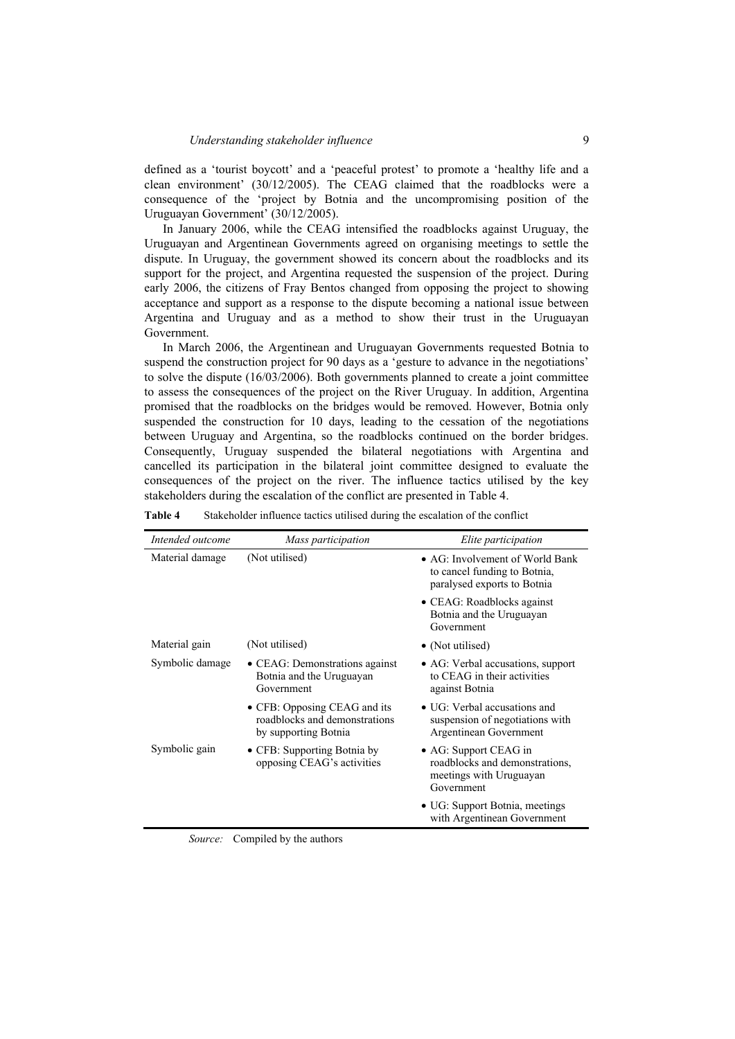defined as a 'tourist boycott' and a 'peaceful protest' to promote a 'healthy life and a clean environment' (30/12/2005). The CEAG claimed that the roadblocks were a consequence of the 'project by Botnia and the uncompromising position of the Uruguayan Government' (30/12/2005).

In January 2006, while the CEAG intensified the roadblocks against Uruguay, the Uruguayan and Argentinean Governments agreed on organising meetings to settle the dispute. In Uruguay, the government showed its concern about the roadblocks and its support for the project, and Argentina requested the suspension of the project. During early 2006, the citizens of Fray Bentos changed from opposing the project to showing acceptance and support as a response to the dispute becoming a national issue between Argentina and Uruguay and as a method to show their trust in the Uruguayan Government.

In March 2006, the Argentinean and Uruguayan Governments requested Botnia to suspend the construction project for 90 days as a 'gesture to advance in the negotiations' to solve the dispute (16/03/2006). Both governments planned to create a joint committee to assess the consequences of the project on the River Uruguay. In addition, Argentina promised that the roadblocks on the bridges would be removed. However, Botnia only suspended the construction for 10 days, leading to the cessation of the negotiations between Uruguay and Argentina, so the roadblocks continued on the border bridges. Consequently, Uruguay suspended the bilateral negotiations with Argentina and cancelled its participation in the bilateral joint committee designed to evaluate the consequences of the project on the river. The influence tactics utilised by the key stakeholders during the escalation of the conflict are presented in Table 4.

**Table 4** Stakeholder influence tactics utilised during the escalation of the conflict

| *Intended outcome* | *Mass participation* | *Elite participation* |
|---|---|---|
| Material damage | (Not utilised) | • AG: Involvement of World Bank to cancel funding to Botnia, paralysed exports to Botnia |
| | | • CEAG: Roadblocks against Botnia and the Uruguayan Government |
| Material gain | (Not utilised) | • (Not utilised) |
| Symbolic damage | • CEAG: Demonstrations against Botnia and the Uruguayan Government | • AG: Verbal accusations, support to CEAG in their activities against Botnia |
| | • CFB: Opposing CEAG and its roadblocks and demonstrations by supporting Botnia | • UG: Verbal accusations and suspension of negotiations with Argentinean Government |
| Symbolic gain | • CFB: Supporting Botnia by opposing CEAG's activities | • AG: Support CEAG in roadblocks and demonstrations, meetings with Uruguayan Government |
| | | • UG: Support Botnia, meetings with Argentinean Government |

*Source:* Compiled by the authors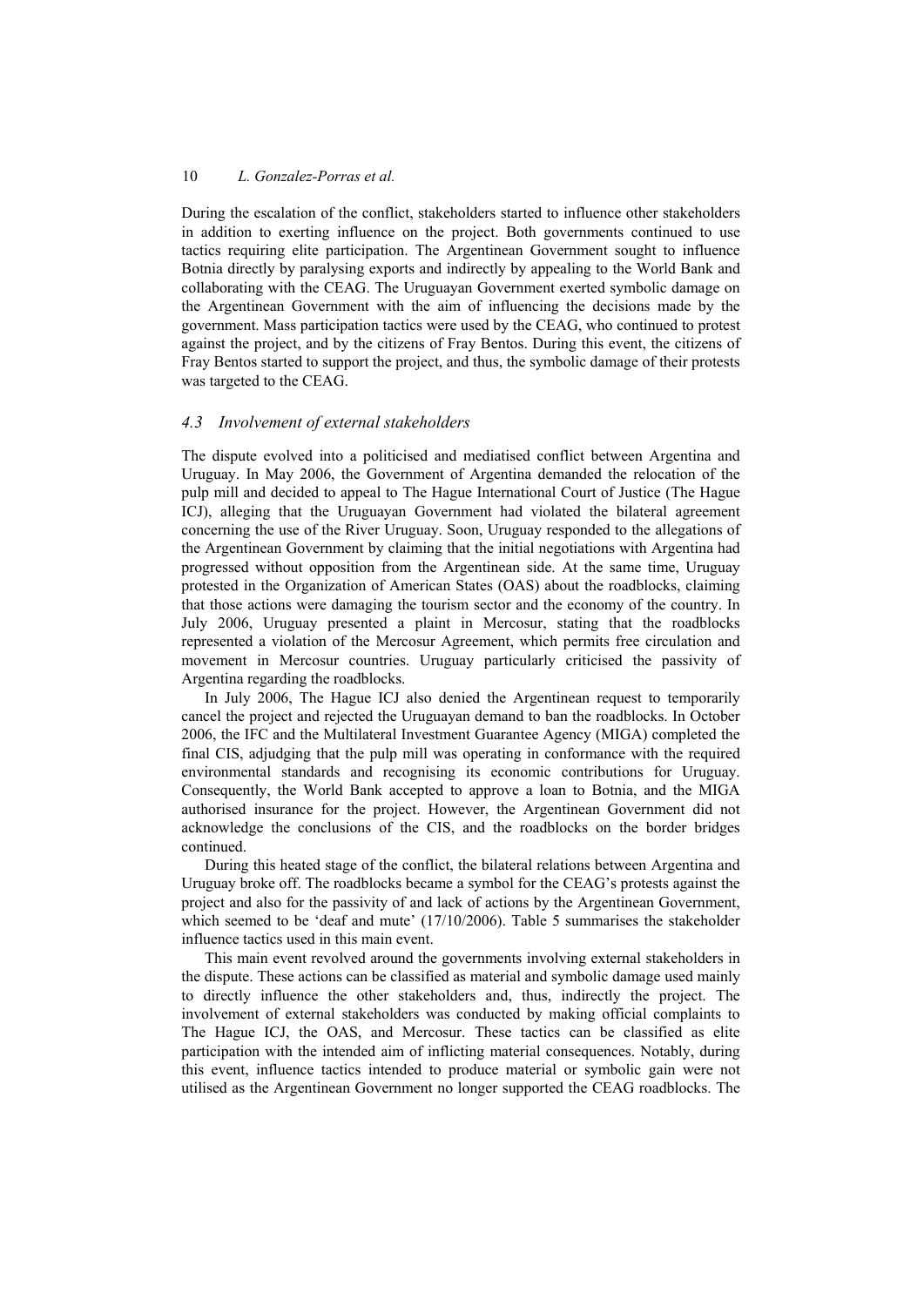During the escalation of the conflict, stakeholders started to influence other stakeholders in addition to exerting influence on the project. Both governments continued to use tactics requiring elite participation. The Argentinean Government sought to influence Botnia directly by paralysing exports and indirectly by appealing to the World Bank and collaborating with the CEAG. The Uruguayan Government exerted symbolic damage on the Argentinean Government with the aim of influencing the decisions made by the government. Mass participation tactics were used by the CEAG, who continued to protest against the project, and by the citizens of Fray Bentos. During this event, the citizens of Fray Bentos started to support the project, and thus, the symbolic damage of their protests was targeted to the CEAG.

### *4.3 Involvement of external stakeholders*

The dispute evolved into a politicised and mediatised conflict between Argentina and Uruguay. In May 2006, the Government of Argentina demanded the relocation of the pulp mill and decided to appeal to The Hague International Court of Justice (The Hague ICJ), alleging that the Uruguayan Government had violated the bilateral agreement concerning the use of the River Uruguay. Soon, Uruguay responded to the allegations of the Argentinean Government by claiming that the initial negotiations with Argentina had progressed without opposition from the Argentinean side. At the same time, Uruguay protested in the Organization of American States (OAS) about the roadblocks, claiming that those actions were damaging the tourism sector and the economy of the country. In July 2006, Uruguay presented a plaint in Mercosur, stating that the roadblocks represented a violation of the Mercosur Agreement, which permits free circulation and movement in Mercosur countries. Uruguay particularly criticised the passivity of Argentina regarding the roadblocks.

In July 2006, The Hague ICJ also denied the Argentinean request to temporarily cancel the project and rejected the Uruguayan demand to ban the roadblocks. In October 2006, the IFC and the Multilateral Investment Guarantee Agency (MIGA) completed the final CIS, adjudging that the pulp mill was operating in conformance with the required environmental standards and recognising its economic contributions for Uruguay. Consequently, the World Bank accepted to approve a loan to Botnia, and the MIGA authorised insurance for the project. However, the Argentinean Government did not acknowledge the conclusions of the CIS, and the roadblocks on the border bridges continued.

During this heated stage of the conflict, the bilateral relations between Argentina and Uruguay broke off. The roadblocks became a symbol for the CEAG's protests against the project and also for the passivity of and lack of actions by the Argentinean Government, which seemed to be 'deaf and mute' (17/10/2006). Table 5 summarises the stakeholder influence tactics used in this main event.

This main event revolved around the governments involving external stakeholders in the dispute. These actions can be classified as material and symbolic damage used mainly to directly influence the other stakeholders and, thus, indirectly the project. The involvement of external stakeholders was conducted by making official complaints to The Hague ICJ, the OAS, and Mercosur. These tactics can be classified as elite participation with the intended aim of inflicting material consequences. Notably, during this event, influence tactics intended to produce material or symbolic gain were not utilised as the Argentinean Government no longer supported the CEAG roadblocks. The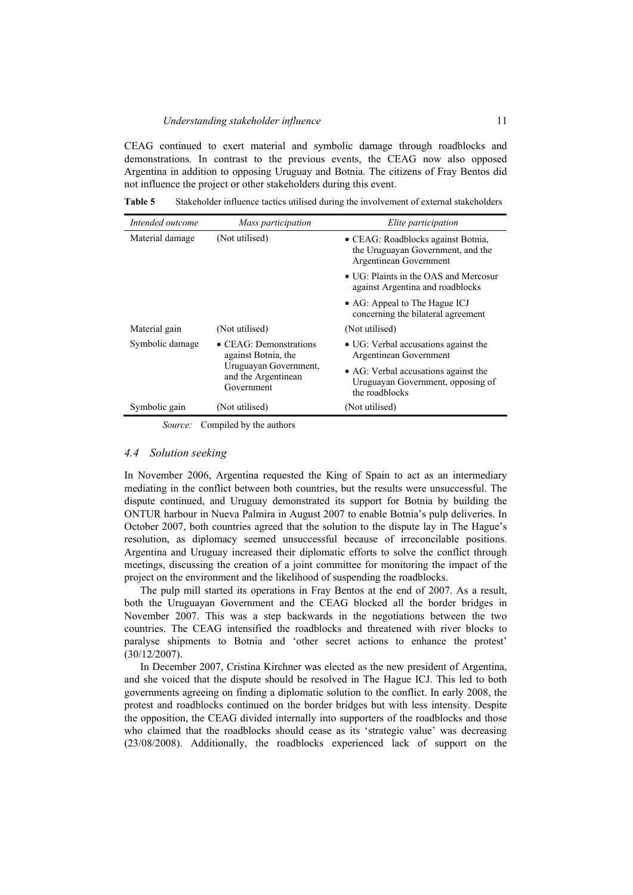CEAG continued to exert material and symbolic damage through roadblocks and demonstrations. In contrast to the previous events, the CEAG now also opposed Argentina in addition to opposing Uruguay and Botnia. The citizens of Fray Bentos did not influence the project or other stakeholders during this event.

**Table 5** Stakeholder influence tactics utilised during the involvement of external stakeholders

| *Intended outcome* | *Mass participation* | *Elite participation* |
|---|---|---|
| Material damage | (Not utilised) | • CEAG: Roadblocks against Botnia, the Uruguayan Government, and the Argentinean Government<br>• UG: Plaints in the OAS and Mercosur against Argentina and roadblocks<br>• AG: Appeal to The Hague ICJ concerning the bilateral agreement |
| Material gain | (Not utilised) | (Not utilised) |
| Symbolic damage | • CEAG: Demonstrations against Botnia, the Uruguayan Government, and the Argentinean Government | • UG: Verbal accusations against the Argentinean Government<br>• AG: Verbal accusations against the Uruguayan Government, opposing of the roadblocks |
| Symbolic gain | (Not utilised) | (Not utilised) |

*Source:* Compiled by the authors

### *4.4 Solution seeking*

In November 2006, Argentina requested the King of Spain to act as an intermediary mediating in the conflict between both countries, but the results were unsuccessful. The dispute continued, and Uruguay demonstrated its support for Botnia by building the ONTUR harbour in Nueva Palmira in August 2007 to enable Botnia's pulp deliveries. In October 2007, both countries agreed that the solution to the dispute lay in The Hague's resolution, as diplomacy seemed unsuccessful because of irreconcilable positions. Argentina and Uruguay increased their diplomatic efforts to solve the conflict through meetings, discussing the creation of a joint committee for monitoring the impact of the project on the environment and the likelihood of suspending the roadblocks.

The pulp mill started its operations in Fray Bentos at the end of 2007. As a result, both the Uruguayan Government and the CEAG blocked all the border bridges in November 2007. This was a step backwards in the negotiations between the two countries. The CEAG intensified the roadblocks and threatened with river blocks to paralyse shipments to Botnia and 'other secret actions to enhance the protest' (30/12/2007).

In December 2007, Cristina Kirchner was elected as the new president of Argentina, and she voiced that the dispute should be resolved in The Hague ICJ. This led to both governments agreeing on finding a diplomatic solution to the conflict. In early 2008, the protest and roadblocks continued on the border bridges but with less intensity. Despite the opposition, the CEAG divided internally into supporters of the roadblocks and those who claimed that the roadblocks should cease as its 'strategic value' was decreasing (23/08/2008). Additionally, the roadblocks experienced lack of support on the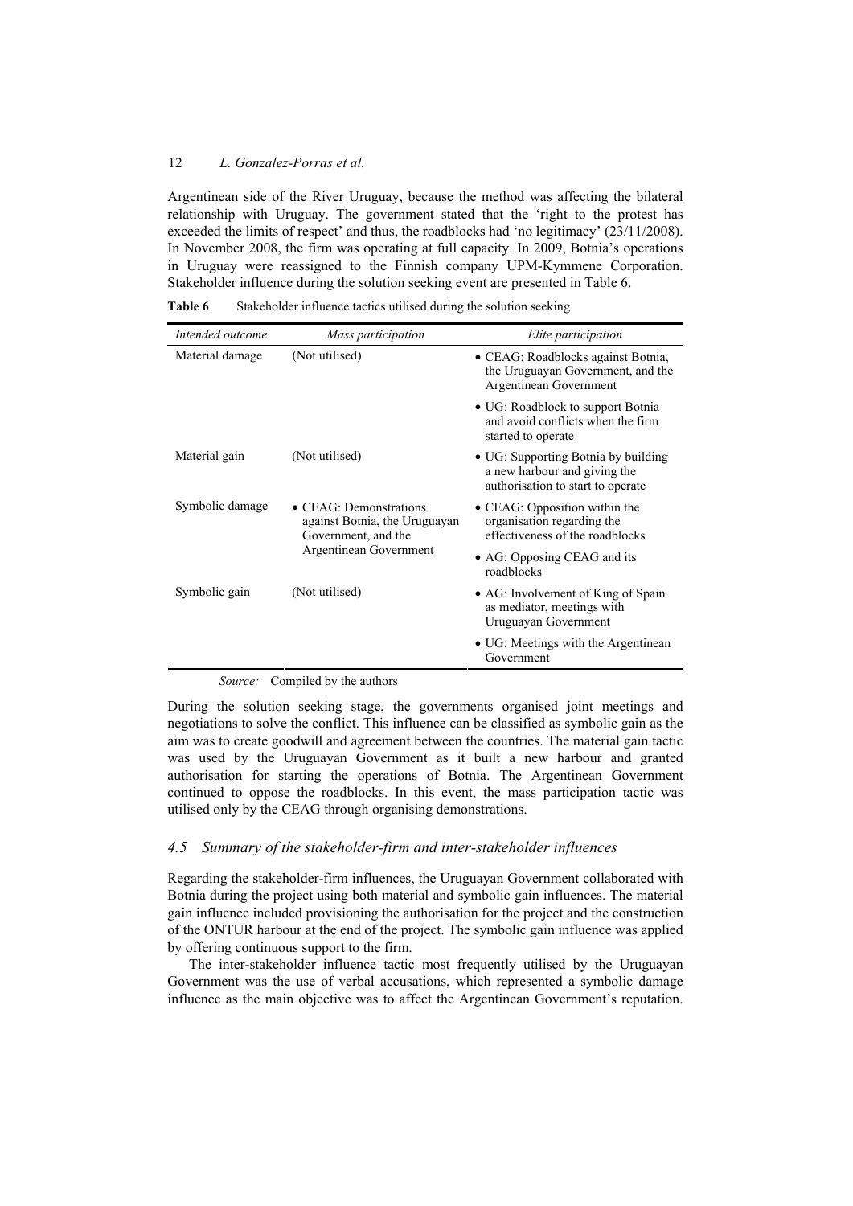Argentinean side of the River Uruguay, because the method was affecting the bilateral relationship with Uruguay. The government stated that the 'right to the protest has exceeded the limits of respect' and thus, the roadblocks had 'no legitimacy' (23/11/2008). In November 2008, the firm was operating at full capacity. In 2009, Botnia's operations in Uruguay were reassigned to the Finnish company UPM-Kymmene Corporation. Stakeholder influence during the solution seeking event are presented in Table 6.

**Table 6** Stakeholder influence tactics utilised during the solution seeking

| *Intended outcome* | *Mass participation* | *Elite participation* |
|---|---|---|
| Material damage | (Not utilised) | • CEAG: Roadblocks against Botnia, the Uruguayan Government, and the Argentinean Government |
| | | • UG: Roadblock to support Botnia and avoid conflicts when the firm started to operate |
| Material gain | (Not utilised) | • UG: Supporting Botnia by building a new harbour and giving the authorisation to start to operate |
| Symbolic damage | • CEAG: Demonstrations against Botnia, the Uruguayan Government, and the Argentinean Government | • CEAG: Opposition within the organisation regarding the effectiveness of the roadblocks |
| | | • AG: Opposing CEAG and its roadblocks |
| Symbolic gain | (Not utilised) | • AG: Involvement of King of Spain as mediator, meetings with Uruguayan Government |
| | | • UG: Meetings with the Argentinean Government |

*Source:* Compiled by the authors

During the solution seeking stage, the governments organised joint meetings and negotiations to solve the conflict. This influence can be classified as symbolic gain as the aim was to create goodwill and agreement between the countries. The material gain tactic was used by the Uruguayan Government as it built a new harbour and granted authorisation for starting the operations of Botnia. The Argentinean Government continued to oppose the roadblocks. In this event, the mass participation tactic was utilised only by the CEAG through organising demonstrations.

### *4.5 Summary of the stakeholder-firm and inter-stakeholder influences*

Regarding the stakeholder-firm influences, the Uruguayan Government collaborated with Botnia during the project using both material and symbolic gain influences. The material gain influence included provisioning the authorisation for the project and the construction of the ONTUR harbour at the end of the project. The symbolic gain influence was applied by offering continuous support to the firm.

The inter-stakeholder influence tactic most frequently utilised by the Uruguayan Government was the use of verbal accusations, which represented a symbolic damage influence as the main objective was to affect the Argentinean Government's reputation.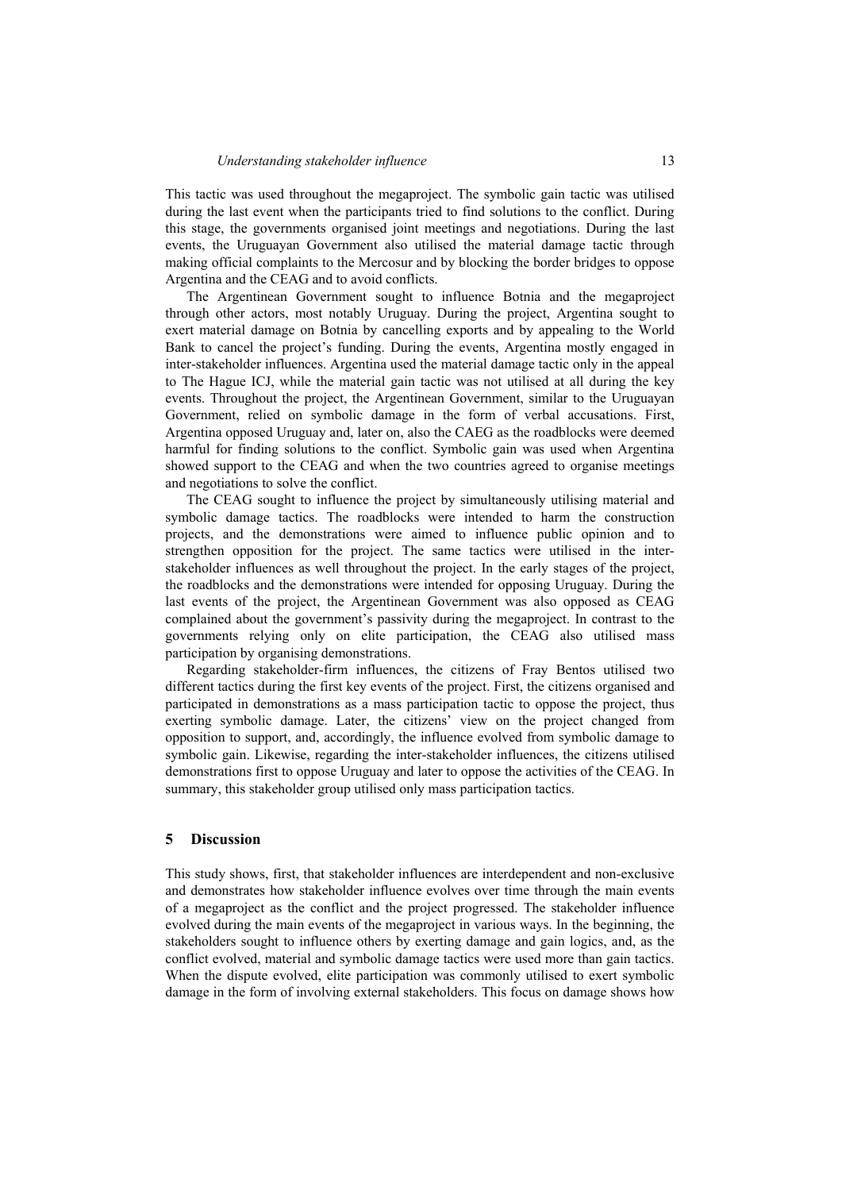This tactic was used throughout the megaproject. The symbolic gain tactic was utilised during the last event when the participants tried to find solutions to the conflict. During this stage, the governments organised joint meetings and negotiations. During the last events, the Uruguayan Government also utilised the material damage tactic through making official complaints to the Mercosur and by blocking the border bridges to oppose Argentina and the CEAG and to avoid conflicts.

The Argentinean Government sought to influence Botnia and the megaproject through other actors, most notably Uruguay. During the project, Argentina sought to exert material damage on Botnia by cancelling exports and by appealing to the World Bank to cancel the project's funding. During the events, Argentina mostly engaged in inter-stakeholder influences. Argentina used the material damage tactic only in the appeal to The Hague ICJ, while the material gain tactic was not utilised at all during the key events. Throughout the project, the Argentinean Government, similar to the Uruguayan Government, relied on symbolic damage in the form of verbal accusations. First, Argentina opposed Uruguay and, later on, also the CAEG as the roadblocks were deemed harmful for finding solutions to the conflict. Symbolic gain was used when Argentina showed support to the CEAG and when the two countries agreed to organise meetings and negotiations to solve the conflict.

The CEAG sought to influence the project by simultaneously utilising material and symbolic damage tactics. The roadblocks were intended to harm the construction projects, and the demonstrations were aimed to influence public opinion and to strengthen opposition for the project. The same tactics were utilised in the inter-stakeholder influences as well throughout the project. In the early stages of the project, the roadblocks and the demonstrations were intended for opposing Uruguay. During the last events of the project, the Argentinean Government was also opposed as CEAG complained about the government's passivity during the megaproject. In contrast to the governments relying only on elite participation, the CEAG also utilised mass participation by organising demonstrations.

Regarding stakeholder-firm influences, the citizens of Fray Bentos utilised two different tactics during the first key events of the project. First, the citizens organised and participated in demonstrations as a mass participation tactic to oppose the project, thus exerting symbolic damage. Later, the citizens' view on the project changed from opposition to support, and, accordingly, the influence evolved from symbolic damage to symbolic gain. Likewise, regarding the inter-stakeholder influences, the citizens utilised demonstrations first to oppose Uruguay and later to oppose the activities of the CEAG. In summary, this stakeholder group utilised only mass participation tactics.

## 5 Discussion

This study shows, first, that stakeholder influences are interdependent and non-exclusive and demonstrates how stakeholder influence evolves over time through the main events of a megaproject as the conflict and the project progressed. The stakeholder influence evolved during the main events of the megaproject in various ways. In the beginning, the stakeholders sought to influence others by exerting damage and gain logics, and, as the conflict evolved, material and symbolic damage tactics were used more than gain tactics. When the dispute evolved, elite participation was commonly utilised to exert symbolic damage in the form of involving external stakeholders. This focus on damage shows how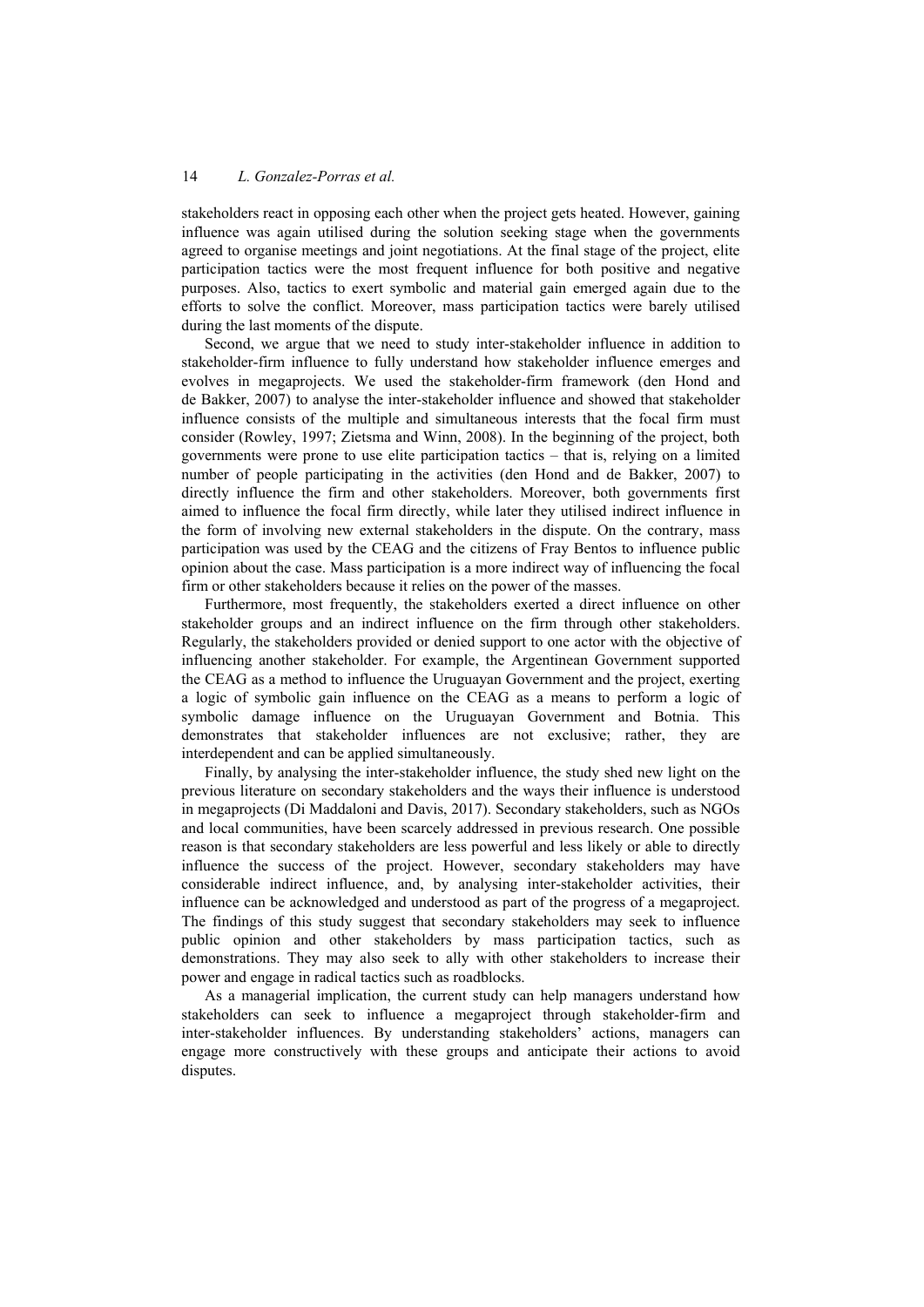stakeholders react in opposing each other when the project gets heated. However, gaining influence was again utilised during the solution seeking stage when the governments agreed to organise meetings and joint negotiations. At the final stage of the project, elite participation tactics were the most frequent influence for both positive and negative purposes. Also, tactics to exert symbolic and material gain emerged again due to the efforts to solve the conflict. Moreover, mass participation tactics were barely utilised during the last moments of the dispute.

Second, we argue that we need to study inter-stakeholder influence in addition to stakeholder-firm influence to fully understand how stakeholder influence emerges and evolves in megaprojects. We used the stakeholder-firm framework (den Hond and de Bakker, 2007) to analyse the inter-stakeholder influence and showed that stakeholder influence consists of the multiple and simultaneous interests that the focal firm must consider (Rowley, 1997; Zietsma and Winn, 2008). In the beginning of the project, both governments were prone to use elite participation tactics – that is, relying on a limited number of people participating in the activities (den Hond and de Bakker, 2007) to directly influence the firm and other stakeholders. Moreover, both governments first aimed to influence the focal firm directly, while later they utilised indirect influence in the form of involving new external stakeholders in the dispute. On the contrary, mass participation was used by the CEAG and the citizens of Fray Bentos to influence public opinion about the case. Mass participation is a more indirect way of influencing the focal firm or other stakeholders because it relies on the power of the masses.

Furthermore, most frequently, the stakeholders exerted a direct influence on other stakeholder groups and an indirect influence on the firm through other stakeholders. Regularly, the stakeholders provided or denied support to one actor with the objective of influencing another stakeholder. For example, the Argentinean Government supported the CEAG as a method to influence the Uruguayan Government and the project, exerting a logic of symbolic gain influence on the CEAG as a means to perform a logic of symbolic damage influence on the Uruguayan Government and Botnia. This demonstrates that stakeholder influences are not exclusive; rather, they are interdependent and can be applied simultaneously.

Finally, by analysing the inter-stakeholder influence, the study shed new light on the previous literature on secondary stakeholders and the ways their influence is understood in megaprojects (Di Maddaloni and Davis, 2017). Secondary stakeholders, such as NGOs and local communities, have been scarcely addressed in previous research. One possible reason is that secondary stakeholders are less powerful and less likely or able to directly influence the success of the project. However, secondary stakeholders may have considerable indirect influence, and, by analysing inter-stakeholder activities, their influence can be acknowledged and understood as part of the progress of a megaproject. The findings of this study suggest that secondary stakeholders may seek to influence public opinion and other stakeholders by mass participation tactics, such as demonstrations. They may also seek to ally with other stakeholders to increase their power and engage in radical tactics such as roadblocks.

As a managerial implication, the current study can help managers understand how stakeholders can seek to influence a megaproject through stakeholder-firm and inter-stakeholder influences. By understanding stakeholders' actions, managers can engage more constructively with these groups and anticipate their actions to avoid disputes.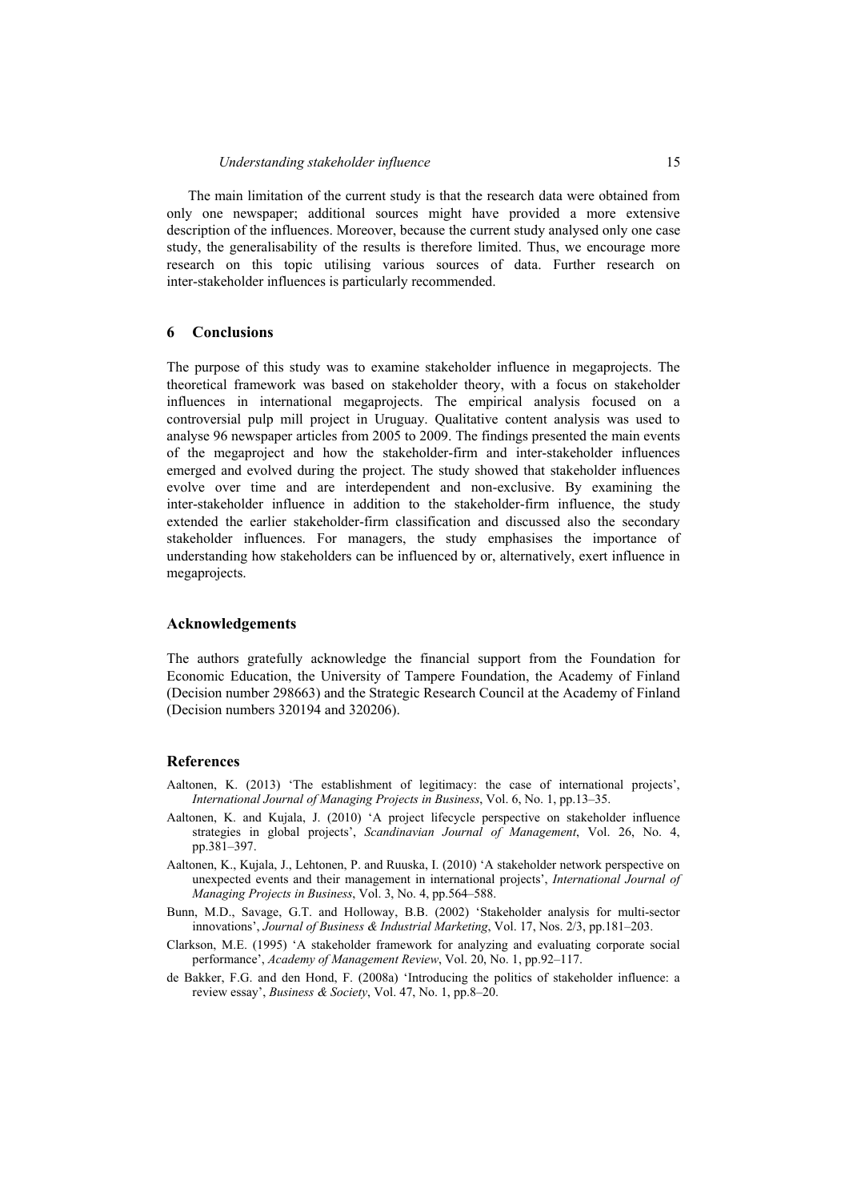The main limitation of the current study is that the research data were obtained from only one newspaper; additional sources might have provided a more extensive description of the influences. Moreover, because the current study analysed only one case study, the generalisability of the results is therefore limited. Thus, we encourage more research on this topic utilising various sources of data. Further research on inter-stakeholder influences is particularly recommended.

## 6 Conclusions

The purpose of this study was to examine stakeholder influence in megaprojects. The theoretical framework was based on stakeholder theory, with a focus on stakeholder influences in international megaprojects. The empirical analysis focused on a controversial pulp mill project in Uruguay. Qualitative content analysis was used to analyse 96 newspaper articles from 2005 to 2009. The findings presented the main events of the megaproject and how the stakeholder-firm and inter-stakeholder influences emerged and evolved during the project. The study showed that stakeholder influences evolve over time and are interdependent and non-exclusive. By examining the inter-stakeholder influence in addition to the stakeholder-firm influence, the study extended the earlier stakeholder-firm classification and discussed also the secondary stakeholder influences. For managers, the study emphasises the importance of understanding how stakeholders can be influenced by or, alternatively, exert influence in megaprojects.

## Acknowledgements

The authors gratefully acknowledge the financial support from the Foundation for Economic Education, the University of Tampere Foundation, the Academy of Finland (Decision number 298663) and the Strategic Research Council at the Academy of Finland (Decision numbers 320194 and 320206).

## References

Aaltonen, K. (2013) 'The establishment of legitimacy: the case of international projects', *International Journal of Managing Projects in Business*, Vol. 6, No. 1, pp.13–35.

Aaltonen, K. and Kujala, J. (2010) 'A project lifecycle perspective on stakeholder influence strategies in global projects', *Scandinavian Journal of Management*, Vol. 26, No. 4, pp.381–397.

Aaltonen, K., Kujala, J., Lehtonen, P. and Ruuska, I. (2010) 'A stakeholder network perspective on unexpected events and their management in international projects', *International Journal of Managing Projects in Business*, Vol. 3, No. 4, pp.564–588.

Bunn, M.D., Savage, G.T. and Holloway, B.B. (2002) 'Stakeholder analysis for multi-sector innovations', *Journal of Business & Industrial Marketing*, Vol. 17, Nos. 2/3, pp.181–203.

Clarkson, M.E. (1995) 'A stakeholder framework for analyzing and evaluating corporate social performance', *Academy of Management Review*, Vol. 20, No. 1, pp.92–117.

de Bakker, F.G. and den Hond, F. (2008a) 'Introducing the politics of stakeholder influence: a review essay', *Business & Society*, Vol. 47, No. 1, pp.8–20.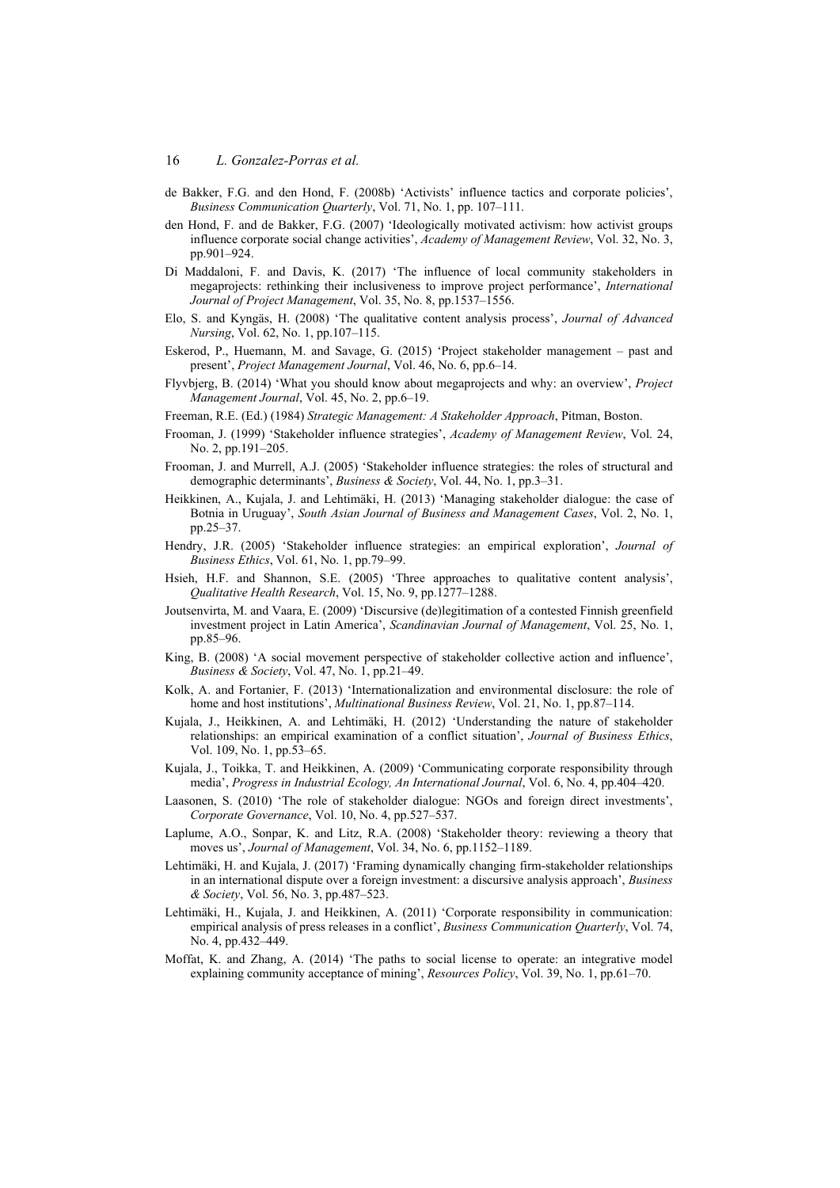de Bakker, F.G. and den Hond, F. (2008b) 'Activists' influence tactics and corporate policies', *Business Communication Quarterly*, Vol. 71, No. 1, pp. 107–111.

den Hond, F. and de Bakker, F.G. (2007) 'Ideologically motivated activism: how activist groups influence corporate social change activities', *Academy of Management Review*, Vol. 32, No. 3, pp.901–924.

Di Maddaloni, F. and Davis, K. (2017) 'The influence of local community stakeholders in megaprojects: rethinking their inclusiveness to improve project performance', *International Journal of Project Management*, Vol. 35, No. 8, pp.1537–1556.

Elo, S. and Kyngäs, H. (2008) 'The qualitative content analysis process', *Journal of Advanced Nursing*, Vol. 62, No. 1, pp.107–115.

Eskerod, P., Huemann, M. and Savage, G. (2015) 'Project stakeholder management – past and present', *Project Management Journal*, Vol. 46, No. 6, pp.6–14.

Flyvbjerg, B. (2014) 'What you should know about megaprojects and why: an overview', *Project Management Journal*, Vol. 45, No. 2, pp.6–19.

Freeman, R.E. (Ed.) (1984) *Strategic Management: A Stakeholder Approach*, Pitman, Boston.

Frooman, J. (1999) 'Stakeholder influence strategies', *Academy of Management Review*, Vol. 24, No. 2, pp.191–205.

Frooman, J. and Murrell, A.J. (2005) 'Stakeholder influence strategies: the roles of structural and demographic determinants', *Business & Society*, Vol. 44, No. 1, pp.3–31.

Heikkinen, A., Kujala, J. and Lehtimäki, H. (2013) 'Managing stakeholder dialogue: the case of Botnia in Uruguay', *South Asian Journal of Business and Management Cases*, Vol. 2, No. 1, pp.25–37.

Hendry, J.R. (2005) 'Stakeholder influence strategies: an empirical exploration', *Journal of Business Ethics*, Vol. 61, No. 1, pp.79–99.

Hsieh, H.F. and Shannon, S.E. (2005) 'Three approaches to qualitative content analysis', *Qualitative Health Research*, Vol. 15, No. 9, pp.1277–1288.

Joutsenvirta, M. and Vaara, E. (2009) 'Discursive (de)legitimation of a contested Finnish greenfield investment project in Latin America', *Scandinavian Journal of Management*, Vol. 25, No. 1, pp.85–96.

King, B. (2008) 'A social movement perspective of stakeholder collective action and influence', *Business & Society*, Vol. 47, No. 1, pp.21–49.

Kolk, A. and Fortanier, F. (2013) 'Internationalization and environmental disclosure: the role of home and host institutions', *Multinational Business Review*, Vol. 21, No. 1, pp.87–114.

Kujala, J., Heikkinen, A. and Lehtimäki, H. (2012) 'Understanding the nature of stakeholder relationships: an empirical examination of a conflict situation', *Journal of Business Ethics*, Vol. 109, No. 1, pp.53–65.

Kujala, J., Toikka, T. and Heikkinen, A. (2009) 'Communicating corporate responsibility through media', *Progress in Industrial Ecology, An International Journal*, Vol. 6, No. 4, pp.404–420.

Laasonen, S. (2010) 'The role of stakeholder dialogue: NGOs and foreign direct investments', *Corporate Governance*, Vol. 10, No. 4, pp.527–537.

Laplume, A.O., Sonpar, K. and Litz, R.A. (2008) 'Stakeholder theory: reviewing a theory that moves us', *Journal of Management*, Vol. 34, No. 6, pp.1152–1189.

Lehtimäki, H. and Kujala, J. (2017) 'Framing dynamically changing firm-stakeholder relationships in an international dispute over a foreign investment: a discursive analysis approach', *Business & Society*, Vol. 56, No. 3, pp.487–523.

Lehtimäki, H., Kujala, J. and Heikkinen, A. (2011) 'Corporate responsibility in communication: empirical analysis of press releases in a conflict', *Business Communication Quarterly*, Vol. 74, No. 4, pp.432–449.

Moffat, K. and Zhang, A. (2014) 'The paths to social license to operate: an integrative model explaining community acceptance of mining', *Resources Policy*, Vol. 39, No. 1, pp.61–70.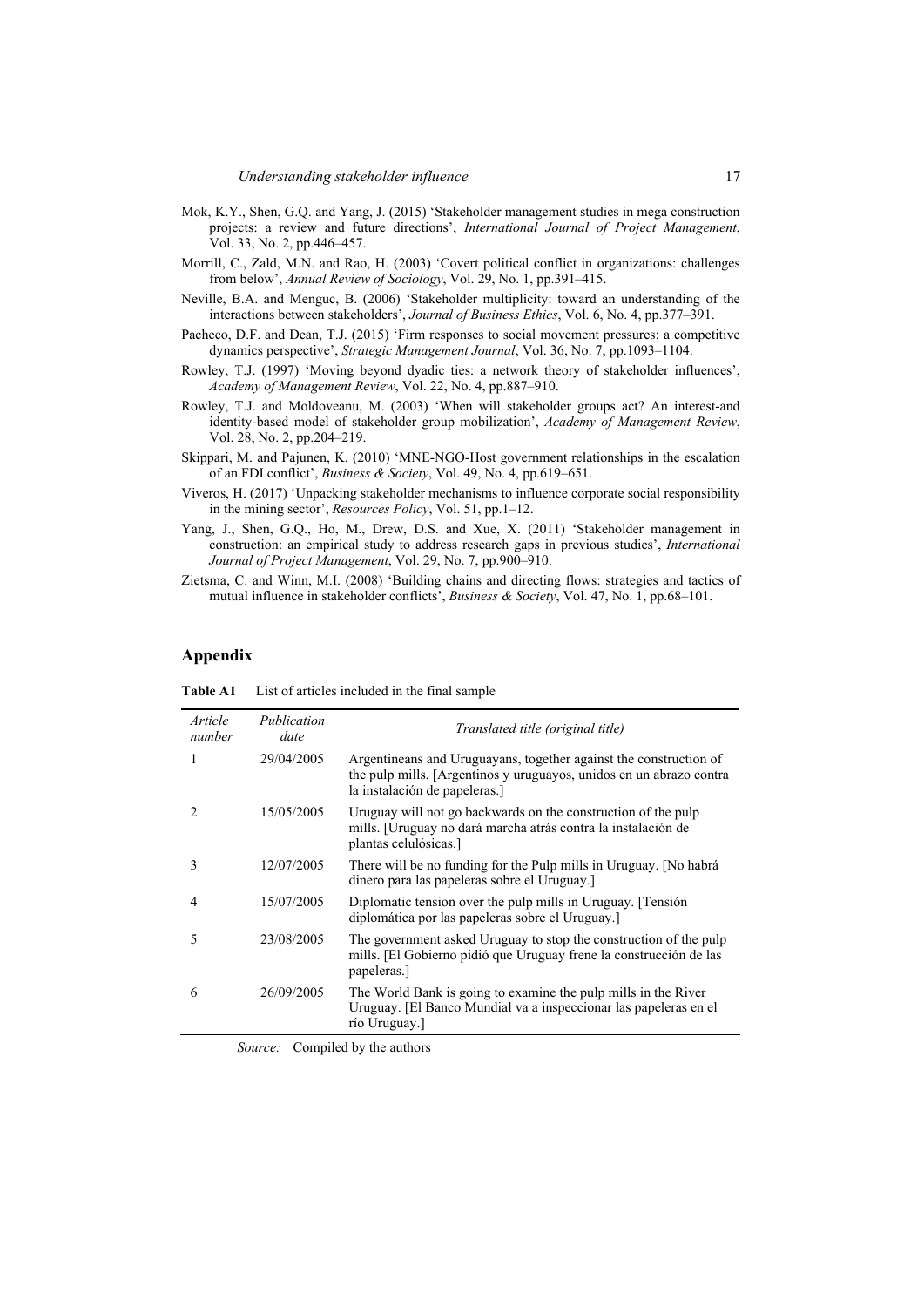Mok, K.Y., Shen, G.Q. and Yang, J. (2015) 'Stakeholder management studies in mega construction projects: a review and future directions', *International Journal of Project Management*, Vol. 33, No. 2, pp.446–457.

Morrill, C., Zald, M.N. and Rao, H. (2003) 'Covert political conflict in organizations: challenges from below', *Annual Review of Sociology*, Vol. 29, No. 1, pp.391–415.

Neville, B.A. and Menguc, B. (2006) 'Stakeholder multiplicity: toward an understanding of the interactions between stakeholders', *Journal of Business Ethics*, Vol. 6, No. 4, pp.377–391.

Pacheco, D.F. and Dean, T.J. (2015) 'Firm responses to social movement pressures: a competitive dynamics perspective', *Strategic Management Journal*, Vol. 36, No. 7, pp.1093–1104.

Rowley, T.J. (1997) 'Moving beyond dyadic ties: a network theory of stakeholder influences', *Academy of Management Review*, Vol. 22, No. 4, pp.887–910.

Rowley, T.J. and Moldoveanu, M. (2003) 'When will stakeholder groups act? An interest-and identity-based model of stakeholder group mobilization', *Academy of Management Review*, Vol. 28, No. 2, pp.204–219.

Skippari, M. and Pajunen, K. (2010) 'MNE-NGO-Host government relationships in the escalation of an FDI conflict', *Business & Society*, Vol. 49, No. 4, pp.619–651.

Viveros, H. (2017) 'Unpacking stakeholder mechanisms to influence corporate social responsibility in the mining sector', *Resources Policy*, Vol. 51, pp.1–12.

Yang, J., Shen, G.Q., Ho, M., Drew, D.S. and Xue, X. (2011) 'Stakeholder management in construction: an empirical study to address research gaps in previous studies', *International Journal of Project Management*, Vol. 29, No. 7, pp.900–910.

Zietsma, C. and Winn, M.I. (2008) 'Building chains and directing flows: strategies and tactics of mutual influence in stakeholder conflicts', *Business & Society*, Vol. 47, No. 1, pp.68–101.

## Appendix

**Table A1** List of articles included in the final sample

| *Article number* | *Publication date* | *Translated title (original title)* |
|---|---|---|
| 1 | 29/04/2005 | Argentineans and Uruguayans, together against the construction of the pulp mills. [Argentinos y uruguayos, unidos en un abrazo contra la instalación de papeleras.] |
| 2 | 15/05/2005 | Uruguay will not go backwards on the construction of the pulp mills. [Uruguay no dará marcha atrás contra la instalación de plantas celulósicas.] |
| 3 | 12/07/2005 | There will be no funding for the Pulp mills in Uruguay. [No habrá dinero para las papeleras sobre el Uruguay.] |
| 4 | 15/07/2005 | Diplomatic tension over the pulp mills in Uruguay. [Tensión diplomática por las papeleras sobre el Uruguay.] |
| 5 | 23/08/2005 | The government asked Uruguay to stop the construction of the pulp mills. [El Gobierno pidió que Uruguay frene la construcción de las papeleras.] |
| 6 | 26/09/2005 | The World Bank is going to examine the pulp mills in the River Uruguay. [El Banco Mundial va a inspeccionar las papeleras en el río Uruguay.] |

*Source:* Compiled by the authors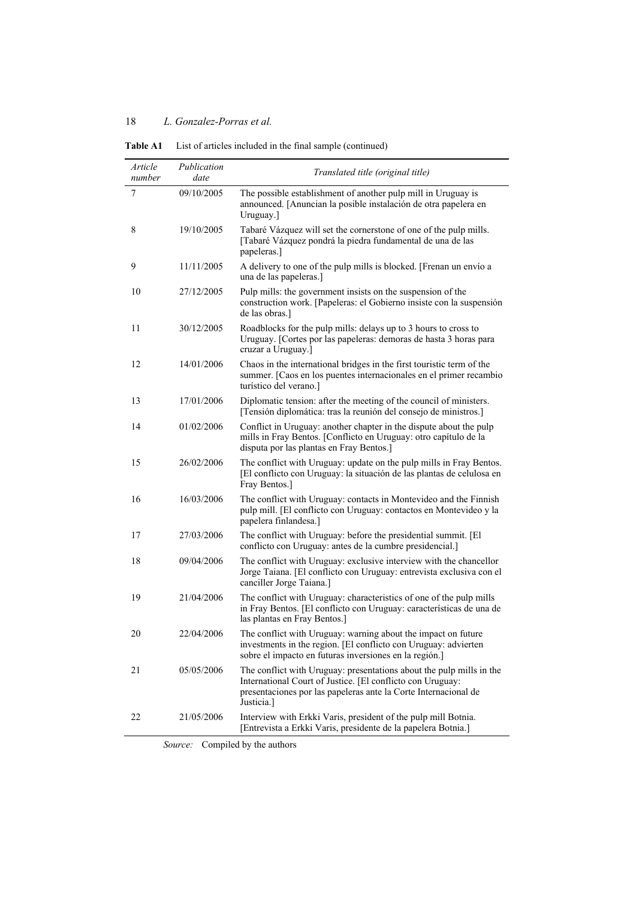**Table A1** List of articles included in the final sample (continued)

| *Article number* | *Publication date* | *Translated title (original title)* |
|---|---|---|
| 7 | 09/10/2005 | The possible establishment of another pulp mill in Uruguay is announced. [Anuncian la posible instalación de otra papelera en Uruguay.] |
| 8 | 19/10/2005 | Tabaré Vázquez will set the cornerstone of one of the pulp mills. [Tabaré Vázquez pondrá la piedra fundamental de una de las papeleras.] |
| 9 | 11/11/2005 | A delivery to one of the pulp mills is blocked. [Frenan un envío a una de las papeleras.] |
| 10 | 27/12/2005 | Pulp mills: the government insists on the suspension of the construction work. [Papeleras: el Gobierno insiste con la suspensión de las obras.] |
| 11 | 30/12/2005 | Roadblocks for the pulp mills: delays up to 3 hours to cross to Uruguay. [Cortes por las papeleras: demoras de hasta 3 horas para cruzar a Uruguay.] |
| 12 | 14/01/2006 | Chaos in the international bridges in the first touristic term of the summer. [Caos en los puentes internacionales en el primer recambio turístico del verano.] |
| 13 | 17/01/2006 | Diplomatic tension: after the meeting of the council of ministers. [Tensión diplomática: tras la reunión del consejo de ministros.] |
| 14 | 01/02/2006 | Conflict in Uruguay: another chapter in the dispute about the pulp mills in Fray Bentos. [Conflicto en Uruguay: otro capítulo de la disputa por las plantas en Fray Bentos.] |
| 15 | 26/02/2006 | The conflict with Uruguay: update on the pulp mills in Fray Bentos. [El conflicto con Uruguay: la situación de las plantas de celulosa en Fray Bentos.] |
| 16 | 16/03/2006 | The conflict with Uruguay: contacts in Montevideo and the Finnish pulp mill. [El conflicto con Uruguay: contactos en Montevideo y la papelera finlandesa.] |
| 17 | 27/03/2006 | The conflict with Uruguay: before the presidential summit. [El conflicto con Uruguay: antes de la cumbre presidencial.] |
| 18 | 09/04/2006 | The conflict with Uruguay: exclusive interview with the chancellor Jorge Taiana. [El conflicto con Uruguay: entrevista exclusiva con el canciller Jorge Taiana.] |
| 19 | 21/04/2006 | The conflict with Uruguay: characteristics of one of the pulp mills in Fray Bentos. [El conflicto con Uruguay: características de una de las plantas en Fray Bentos.] |
| 20 | 22/04/2006 | The conflict with Uruguay: warning about the impact on future investments in the region. [El conflicto con Uruguay: advierten sobre el impacto en futuras inversiones en la región.] |
| 21 | 05/05/2006 | The conflict with Uruguay: presentations about the pulp mills in the International Court of Justice. [El conflicto con Uruguay: presentaciones por las papeleras ante la Corte Internacional de Justicia.] |
| 22 | 21/05/2006 | Interview with Erkki Varis, president of the pulp mill Botnia. [Entrevista a Erkki Varis, presidente de la papelera Botnia.] |

*Source:* Compiled by the authors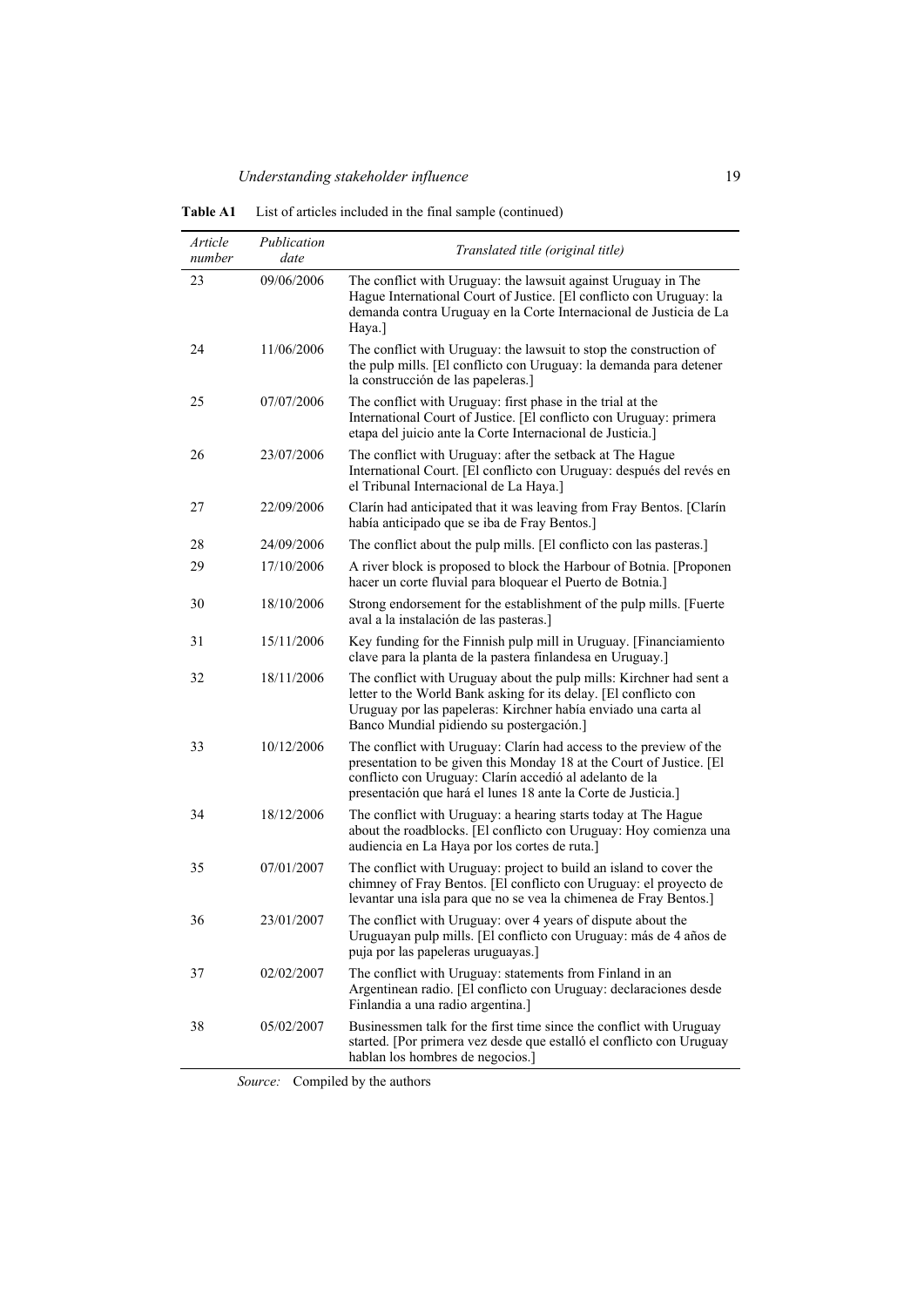**Table A1** List of articles included in the final sample (continued)

| *Article number* | *Publication date* | *Translated title (original title)* |
|---|---|---|
| 23 | 09/06/2006 | The conflict with Uruguay: the lawsuit against Uruguay in The Hague International Court of Justice. [El conflicto con Uruguay: la demanda contra Uruguay en la Corte Internacional de Justicia de La Haya.] |
| 24 | 11/06/2006 | The conflict with Uruguay: the lawsuit to stop the construction of the pulp mills. [El conflicto con Uruguay: la demanda para detener la construcción de las papeleras.] |
| 25 | 07/07/2006 | The conflict with Uruguay: first phase in the trial at the International Court of Justice. [El conflicto con Uruguay: primera etapa del juicio ante la Corte Internacional de Justicia.] |
| 26 | 23/07/2006 | The conflict with Uruguay: after the setback at The Hague International Court. [El conflicto con Uruguay: después del revés en el Tribunal Internacional de La Haya.] |
| 27 | 22/09/2006 | Clarín had anticipated that it was leaving from Fray Bentos. [Clarín había anticipado que se iba de Fray Bentos.] |
| 28 | 24/09/2006 | The conflict about the pulp mills. [El conflicto con las pasteras.] |
| 29 | 17/10/2006 | A river block is proposed to block the Harbour of Botnia. [Proponen hacer un corte fluvial para bloquear el Puerto de Botnia.] |
| 30 | 18/10/2006 | Strong endorsement for the establishment of the pulp mills. [Fuerte aval a la instalación de las pasteras.] |
| 31 | 15/11/2006 | Key funding for the Finnish pulp mill in Uruguay. [Financiamiento clave para la planta de la pastera finlandesa en Uruguay.] |
| 32 | 18/11/2006 | The conflict with Uruguay about the pulp mills: Kirchner had sent a letter to the World Bank asking for its delay. [El conflicto con Uruguay por las papeleras: Kirchner había enviado una carta al Banco Mundial pidiendo su postergación.] |
| 33 | 10/12/2006 | The conflict with Uruguay: Clarín had access to the preview of the presentation to be given this Monday 18 at the Court of Justice. [El conflicto con Uruguay: Clarín accedió al adelanto de la presentación que hará el lunes 18 ante la Corte de Justicia.] |
| 34 | 18/12/2006 | The conflict with Uruguay: a hearing starts today at The Hague about the roadblocks. [El conflicto con Uruguay: Hoy comienza una audiencia en La Haya por los cortes de ruta.] |
| 35 | 07/01/2007 | The conflict with Uruguay: project to build an island to cover the chimney of Fray Bentos. [El conflicto con Uruguay: el proyecto de levantar una isla para que no se vea la chimenea de Fray Bentos.] |
| 36 | 23/01/2007 | The conflict with Uruguay: over 4 years of dispute about the Uruguayan pulp mills. [El conflicto con Uruguay: más de 4 años de puja por las papeleras uruguayas.] |
| 37 | 02/02/2007 | The conflict with Uruguay: statements from Finland in an Argentinean radio. [El conflicto con Uruguay: declaraciones desde Finlandia a una radio argentina.] |
| 38 | 05/02/2007 | Businessmen talk for the first time since the conflict with Uruguay started. [Por primera vez desde que estalló el conflicto con Uruguay hablan los hombres de negocios.] |

*Source:* Compiled by the authors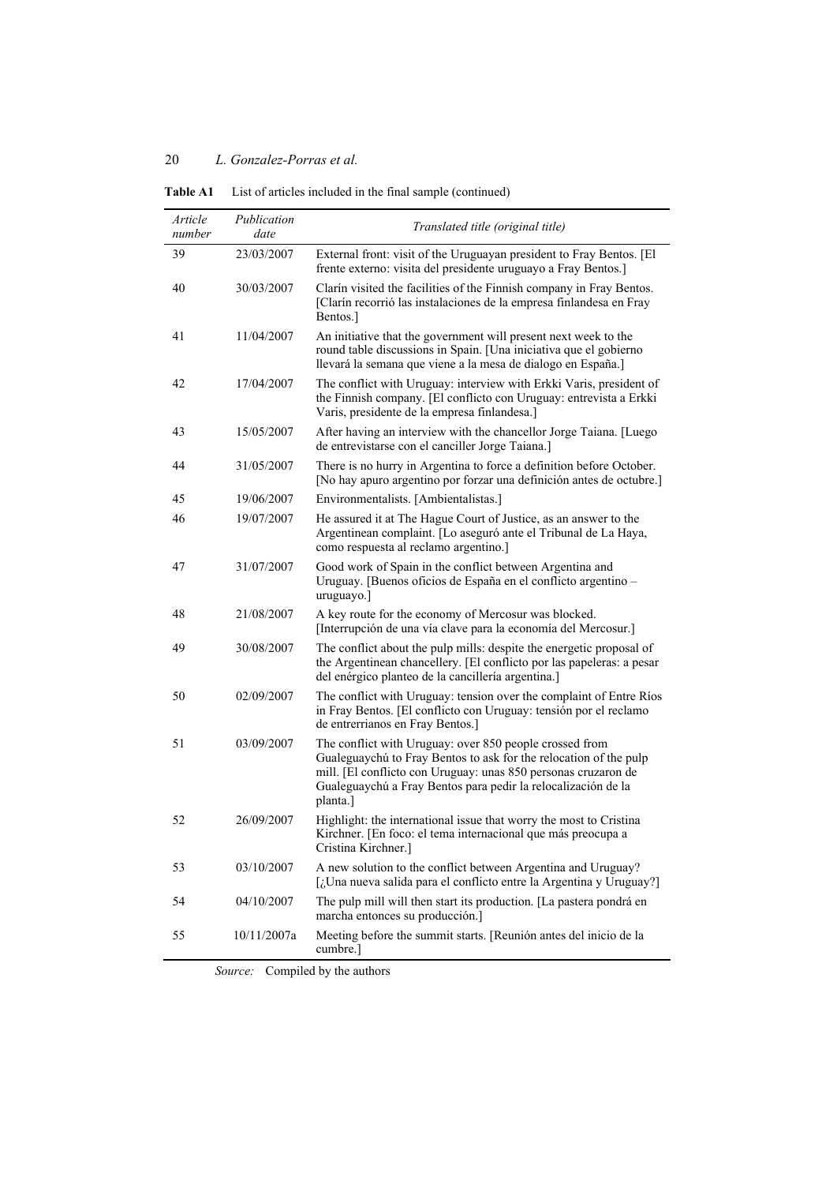**Table A1** List of articles included in the final sample (continued)

| *Article number* | *Publication date* | *Translated title (original title)* |
|---|---|---|
| 39 | 23/03/2007 | External front: visit of the Uruguayan president to Fray Bentos. [El frente externo: visita del presidente uruguayo a Fray Bentos.] |
| 40 | 30/03/2007 | Clarín visited the facilities of the Finnish company in Fray Bentos. [Clarín recorrió las instalaciones de la empresa finlandesa en Fray Bentos.] |
| 41 | 11/04/2007 | An initiative that the government will present next week to the round table discussions in Spain. [Una iniciativa que el gobierno llevará la semana que viene a la mesa de dialogo en España.] |
| 42 | 17/04/2007 | The conflict with Uruguay: interview with Erkki Varis, president of the Finnish company. [El conflicto con Uruguay: entrevista a Erkki Varis, presidente de la empresa finlandesa.] |
| 43 | 15/05/2007 | After having an interview with the chancellor Jorge Taiana. [Luego de entrevistarse con el canciller Jorge Taiana.] |
| 44 | 31/05/2007 | There is no hurry in Argentina to force a definition before October. [No hay apuro argentino por forzar una definición antes de octubre.] |
| 45 | 19/06/2007 | Environmentalists. [Ambientalistas.] |
| 46 | 19/07/2007 | He assured it at The Hague Court of Justice, as an answer to the Argentinean complaint. [Lo aseguró ante el Tribunal de La Haya, como respuesta al reclamo argentino.] |
| 47 | 31/07/2007 | Good work of Spain in the conflict between Argentina and Uruguay. [Buenos oficios de España en el conflicto argentino – uruguayo.] |
| 48 | 21/08/2007 | A key route for the economy of Mercosur was blocked. [Interrupción de una vía clave para la economía del Mercosur.] |
| 49 | 30/08/2007 | The conflict about the pulp mills: despite the energetic proposal of the Argentinean chancellery. [El conflicto por las papeleras: a pesar del enérgico planteo de la cancillería argentina.] |
| 50 | 02/09/2007 | The conflict with Uruguay: tension over the complaint of Entre Ríos in Fray Bentos. [El conflicto con Uruguay: tensión por el reclamo de entrerrianos en Fray Bentos.] |
| 51 | 03/09/2007 | The conflict with Uruguay: over 850 people crossed from Gualeguaychú to Fray Bentos to ask for the relocation of the pulp mill. [El conflicto con Uruguay: unas 850 personas cruzaron de Gualeguaychú a Fray Bentos para pedir la relocalización de la planta.] |
| 52 | 26/09/2007 | Highlight: the international issue that worry the most to Cristina Kirchner. [En foco: el tema internacional que más preocupa a Cristina Kirchner.] |
| 53 | 03/10/2007 | A new solution to the conflict between Argentina and Uruguay? [¿Una nueva salida para el conflicto entre la Argentina y Uruguay?] |
| 54 | 04/10/2007 | The pulp mill will then start its production. [La pastera pondrá en marcha entonces su producción.] |
| 55 | 10/11/2007a | Meeting before the summit starts. [Reunión antes del inicio de la cumbre.] |

*Source:* Compiled by the authors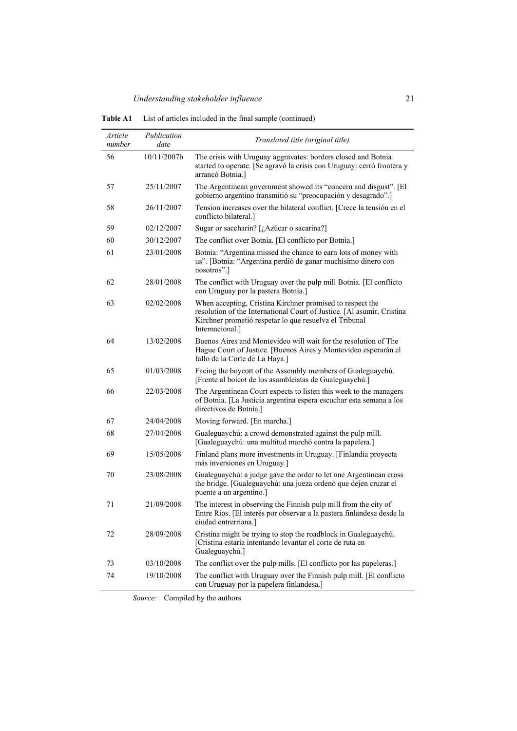**Table A1** List of articles included in the final sample (continued)

| *Article number* | *Publication date* | *Translated title (original title)* |
|---|---|---|
| 56 | 10/11/2007b | The crisis with Uruguay aggravates: borders closed and Botnia started to operate. [Se agravó la crisis con Uruguay: cerró frontera y arrancó Botnia.] |
| 57 | 25/11/2007 | The Argentinean government showed its "concern and disgust". [El gobierno argentino transmitió su "preocupación y desagrado".] |
| 58 | 26/11/2007 | Tension increases over the bilateral conflict. [Crece la tensión en el conflicto bilateral.] |
| 59 | 02/12/2007 | Sugar or saccharin? [¿Azúcar o sacarina?] |
| 60 | 30/12/2007 | The conflict over Botnia. [El conflicto por Botnia.] |
| 61 | 23/01/2008 | Botnia: "Argentina missed the chance to earn lots of money with us". [Botnia: "Argentina perdió de ganar muchísimo dinero con nosotros".] |
| 62 | 28/01/2008 | The conflict with Uruguay over the pulp mill Botnia. [El conflicto con Uruguay por la pastera Botnia.] |
| 63 | 02/02/2008 | When accepting, Cristina Kirchner promised to respect the resolution of the International Court of Justice. [Al asumir, Cristina Kirchner prometió respetar lo que resuelva el Tribunal Internacional.] |
| 64 | 13/02/2008 | Buenos Aires and Montevideo will wait for the resolution of The Hague Court of Justice. [Buenos Aires y Montevideo esperarán el fallo de la Corte de La Haya.] |
| 65 | 01/03/2008 | Facing the boycott of the Assembly members of Gualeguaychú. [Frente al boicot de los asambleístas de Gualeguaychú.] |
| 66 | 22/03/2008 | The Argentinean Court expects to listen this week to the managers of Botnia. [La Justicia argentina espera escuchar esta semana a los directivos de Botnia.] |
| 67 | 24/04/2008 | Moving forward. [En marcha.] |
| 68 | 27/04/2008 | Gualeguaychú: a crowd demonstrated against the pulp mill. [Gualeguaychú: una multitud marchó contra la papelera.] |
| 69 | 15/05/2008 | Finland plans more investments in Uruguay. [Finlandia proyecta más inversiones en Uruguay.] |
| 70 | 23/08/2008 | Gualeguaychú: a judge gave the order to let one Argentinean cross the bridge. [Gualeguaychú: una jueza ordenó que dejen cruzar el puente a un argentino.] |
| 71 | 21/09/2008 | The interest in observing the Finnish pulp mill from the city of Entre Ríos. [El interés por observar a la pastera finlandesa desde la ciudad entrerriana.] |
| 72 | 28/09/2008 | Cristina might be trying to stop the roadblock in Gualeguaychú. [Cristina estaría intentando levantar el corte de ruta en Gualeguaychú.] |
| 73 | 03/10/2008 | The conflict over the pulp mills. [El conflicto por las papeleras.] |
| 74 | 19/10/2008 | The conflict with Uruguay over the Finnish pulp mill. [El conflicto con Uruguay por la papelera finlandesa.] |

*Source:* Compiled by the authors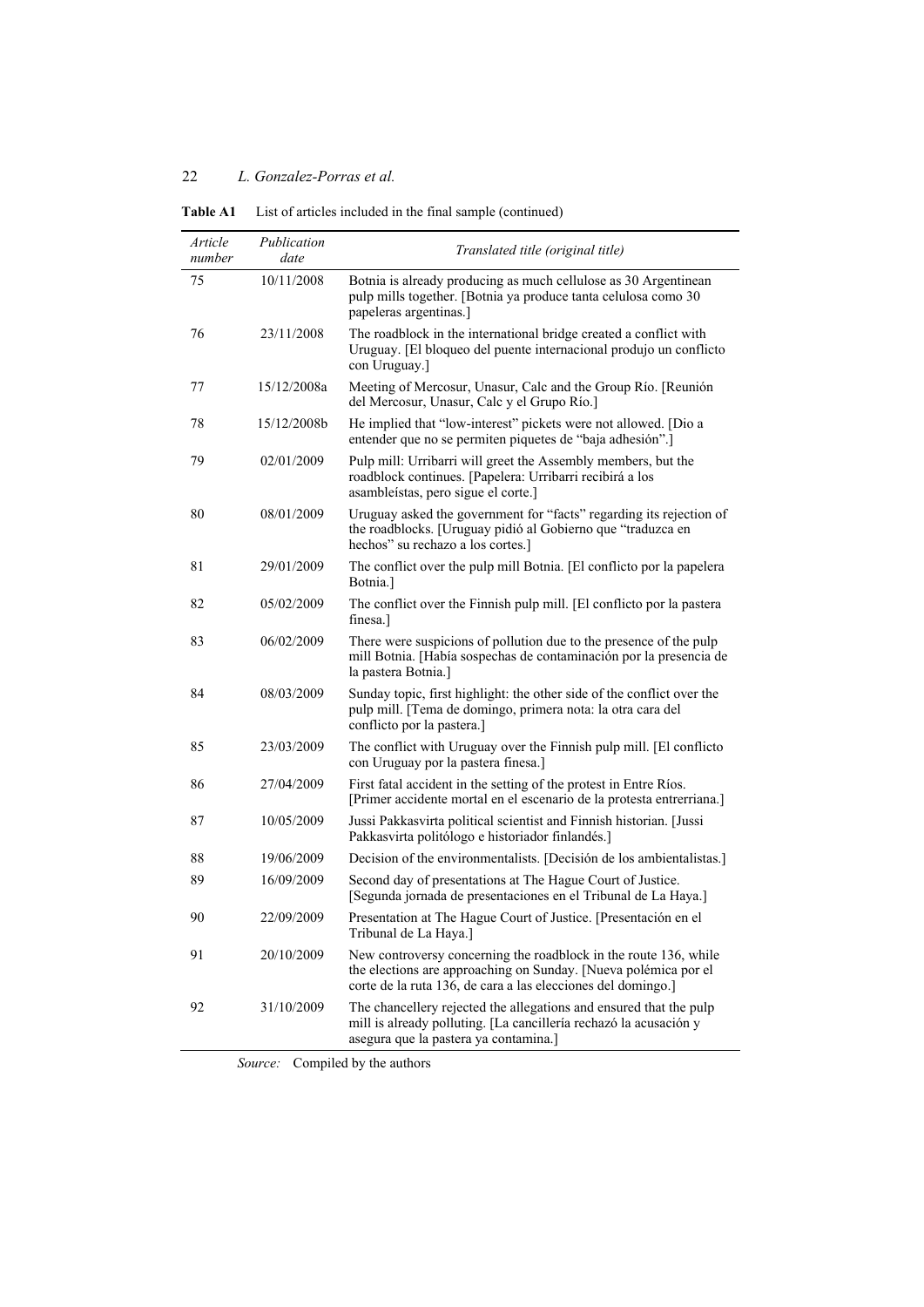**Table A1** List of articles included in the final sample (continued)

| *Article number* | *Publication date* | *Translated title (original title)* |
|---|---|---|
| 75 | 10/11/2008 | Botnia is already producing as much cellulose as 30 Argentinean pulp mills together. [Botnia ya produce tanta celulosa como 30 papeleras argentinas.] |
| 76 | 23/11/2008 | The roadblock in the international bridge created a conflict with Uruguay. [El bloqueo del puente internacional produjo un conflicto con Uruguay.] |
| 77 | 15/12/2008a | Meeting of Mercosur, Unasur, Calc and the Group Río. [Reunión del Mercosur, Unasur, Calc y el Grupo Río.] |
| 78 | 15/12/2008b | He implied that "low-interest" pickets were not allowed. [Dio a entender que no se permiten piquetes de "baja adhesión".] |
| 79 | 02/01/2009 | Pulp mill: Urribarri will greet the Assembly members, but the roadblock continues. [Papelera: Urribarri recibirá a los asambleístas, pero sigue el corte.] |
| 80 | 08/01/2009 | Uruguay asked the government for "facts" regarding its rejection of the roadblocks. [Uruguay pidió al Gobierno que "traduzca en hechos" su rechazo a los cortes.] |
| 81 | 29/01/2009 | The conflict over the pulp mill Botnia. [El conflicto por la papelera Botnia.] |
| 82 | 05/02/2009 | The conflict over the Finnish pulp mill. [El conflicto por la pastera finesa.] |
| 83 | 06/02/2009 | There were suspicions of pollution due to the presence of the pulp mill Botnia. [Había sospechas de contaminación por la presencia de la pastera Botnia.] |
| 84 | 08/03/2009 | Sunday topic, first highlight: the other side of the conflict over the pulp mill. [Tema de domingo, primera nota: la otra cara del conflicto por la pastera.] |
| 85 | 23/03/2009 | The conflict with Uruguay over the Finnish pulp mill. [El conflicto con Uruguay por la pastera finesa.] |
| 86 | 27/04/2009 | First fatal accident in the setting of the protest in Entre Ríos. [Primer accidente mortal en el escenario de la protesta entrerriana.] |
| 87 | 10/05/2009 | Jussi Pakkasvirta political scientist and Finnish historian. [Jussi Pakkasvirta politólogo e historiador finlandés.] |
| 88 | 19/06/2009 | Decision of the environmentalists. [Decisión de los ambientalistas.] |
| 89 | 16/09/2009 | Second day of presentations at The Hague Court of Justice. [Segunda jornada de presentaciones en el Tribunal de La Haya.] |
| 90 | 22/09/2009 | Presentation at The Hague Court of Justice. [Presentación en el Tribunal de La Haya.] |
| 91 | 20/10/2009 | New controversy concerning the roadblock in the route 136, while the elections are approaching on Sunday. [Nueva polémica por el corte de la ruta 136, de cara a las elecciones del domingo.] |
| 92 | 31/10/2009 | The chancellery rejected the allegations and ensured that the pulp mill is already polluting. [La cancillería rechazó la acusación y asegura que la pastera ya contamina.] |

*Source:* Compiled by the authors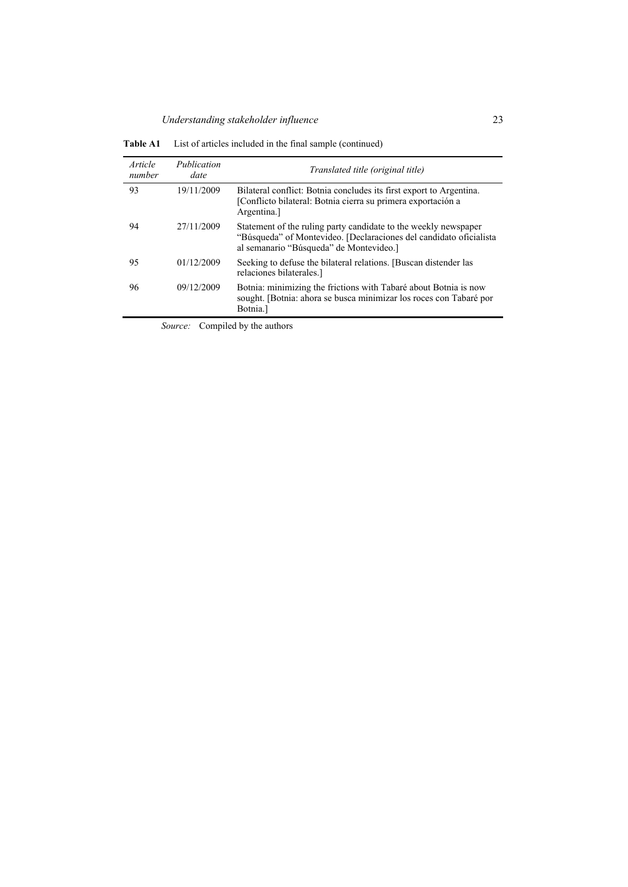**Table A1** List of articles included in the final sample (continued)

| *Article number* | *Publication date* | *Translated title (original title)* |
|---|---|---|
| 93 | 19/11/2009 | Bilateral conflict: Botnia concludes its first export to Argentina. [Conflicto bilateral: Botnia cierra su primera exportación a Argentina.] |
| 94 | 27/11/2009 | Statement of the ruling party candidate to the weekly newspaper "Búsqueda" of Montevideo. [Declaraciones del candidato oficialista al semanario "Búsqueda" de Montevideo.] |
| 95 | 01/12/2009 | Seeking to defuse the bilateral relations. [Buscan distender las relaciones bilaterales.] |
| 96 | 09/12/2009 | Botnia: minimizing the frictions with Tabaré about Botnia is now sought. [Botnia: ahora se busca minimizar los roces con Tabaré por Botnia.] |

*Source:* Compiled by the authors